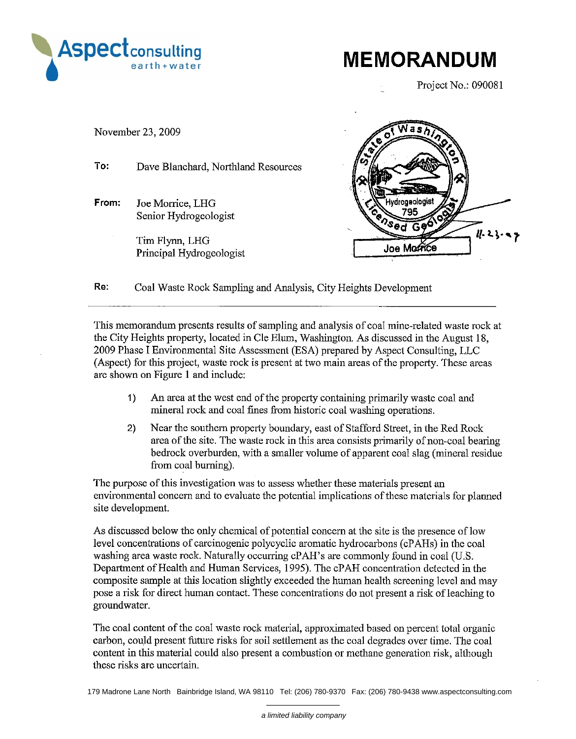Aspect consulting earth+water

# MEMORANDUM

Project No.: 090081

November 23, 2009

**To:** Dave Blanchard, Northland Resources

**From:** Joe Morrice, LHG
Senior Hydrogeologist

Tim Flynn, LHG
Principal Hydrogeologist

State of Washington
Hydrogeologist
795
Licensed Geologist
Joe Morrice
11-23-09

**Re:** Coal Waste Rock Sampling and Analysis, City Heights Development

---

This memorandum presents results of sampling and analysis of coal mine-related waste rock at the City Heights property, located in Cle Elum, Washington. As discussed in the August 18, 2009 Phase I Environmental Site Assessment (ESA) prepared by Aspect Consulting, LLC (Aspect) for this project, waste rock is present at two main areas of the property. These areas are shown on Figure 1 and include:

1) An area at the west end of the property containing primarily waste coal and mineral rock and coal fines from historic coal washing operations.
2) Near the southern property boundary, east of Stafford Street, in the Red Rock area of the site. The waste rock in this area consists primarily of non-coal bearing bedrock overburden, with a smaller volume of apparent coal slag (mineral residue from coal burning).

The purpose of this investigation was to assess whether these materials present an environmental concern and to evaluate the potential implications of these materials for planned site development.

As discussed below the only chemical of potential concern at the site is the presence of low level concentrations of carcinogenic polycyclic aromatic hydrocarbons (cPAHs) in the coal washing area waste rock. Naturally occurring cPAH's are commonly found in coal (U.S. Department of Health and Human Services, 1995). The cPAH concentration detected in the composite sample at this location slightly exceeded the human health screening level and may pose a risk for direct human contact. These concentrations do not present a risk of leaching to groundwater.

The coal content of the coal waste rock material, approximated based on percent total organic carbon, could present future risks for soil settlement as the coal degrades over time. The coal content in this material could also present a combustion or methane generation risk, although these risks are uncertain.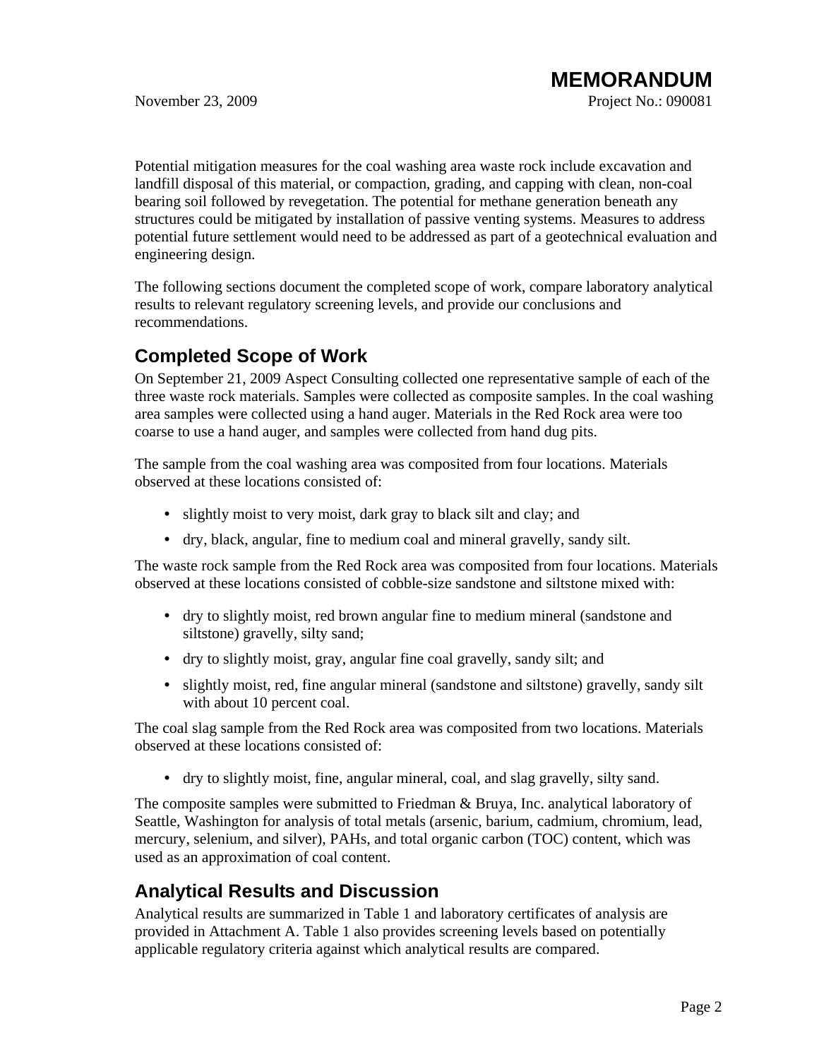Potential mitigation measures for the coal washing area waste rock include excavation and landfill disposal of this material, or compaction, grading, and capping with clean, non-coal bearing soil followed by revegetation. The potential for methane generation beneath any structures could be mitigated by installation of passive venting systems. Measures to address potential future settlement would need to be addressed as part of a geotechnical evaluation and engineering design.

The following sections document the completed scope of work, compare laboratory analytical results to relevant regulatory screening levels, and provide our conclusions and recommendations.

## Completed Scope of Work

On September 21, 2009 Aspect Consulting collected one representative sample of each of the three waste rock materials. Samples were collected as composite samples. In the coal washing area samples were collected using a hand auger. Materials in the Red Rock area were too coarse to use a hand auger, and samples were collected from hand dug pits.

The sample from the coal washing area was composited from four locations. Materials observed at these locations consisted of:

- slightly moist to very moist, dark gray to black silt and clay; and
- dry, black, angular, fine to medium coal and mineral gravelly, sandy silt.

The waste rock sample from the Red Rock area was composited from four locations. Materials observed at these locations consisted of cobble-size sandstone and siltstone mixed with:

- dry to slightly moist, red brown angular fine to medium mineral (sandstone and siltstone) gravelly, silty sand;
- dry to slightly moist, gray, angular fine coal gravelly, sandy silt; and
- slightly moist, red, fine angular mineral (sandstone and siltstone) gravelly, sandy silt with about 10 percent coal.

The coal slag sample from the Red Rock area was composited from two locations. Materials observed at these locations consisted of:

- dry to slightly moist, fine, angular mineral, coal, and slag gravelly, silty sand.

The composite samples were submitted to Friedman & Bruya, Inc. analytical laboratory of Seattle, Washington for analysis of total metals (arsenic, barium, cadmium, chromium, lead, mercury, selenium, and silver), PAHs, and total organic carbon (TOC) content, which was used as an approximation of coal content.

## Analytical Results and Discussion

Analytical results are summarized in Table 1 and laboratory certificates of analysis are provided in Attachment A. Table 1 also provides screening levels based on potentially applicable regulatory criteria against which analytical results are compared.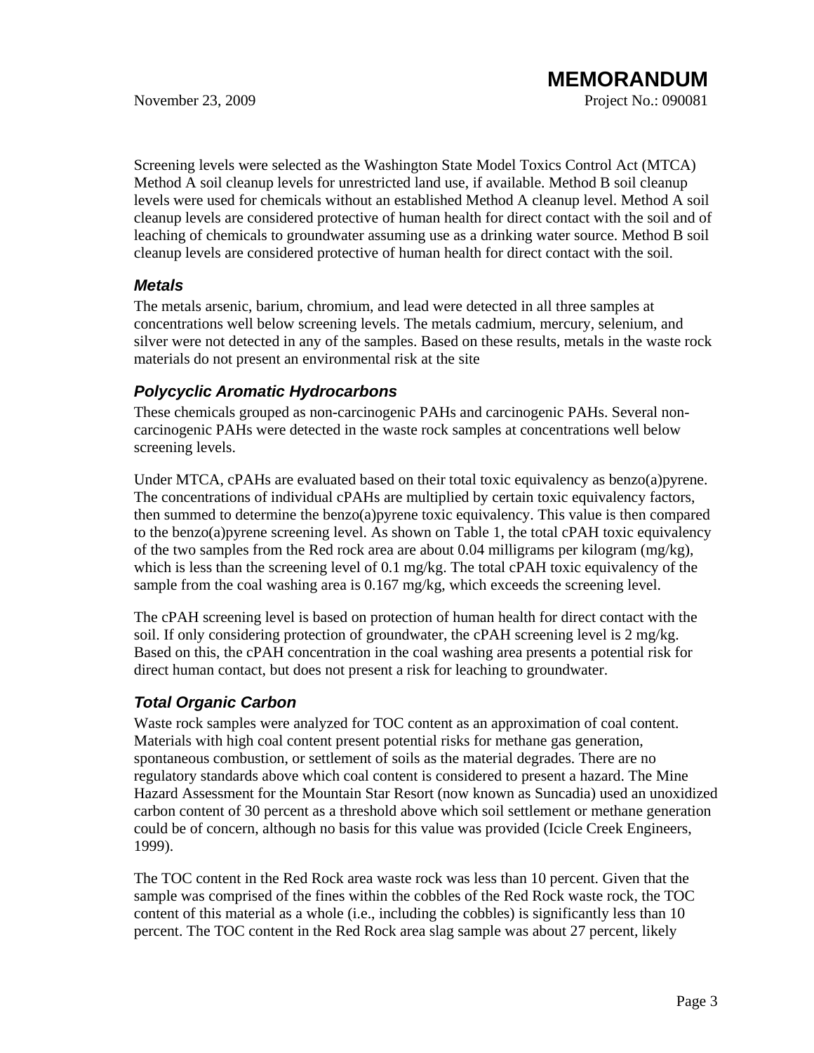Screening levels were selected as the Washington State Model Toxics Control Act (MTCA) Method A soil cleanup levels for unrestricted land use, if available. Method B soil cleanup levels were used for chemicals without an established Method A cleanup level. Method A soil cleanup levels are considered protective of human health for direct contact with the soil and of leaching of chemicals to groundwater assuming use as a drinking water source. Method B soil cleanup levels are considered protective of human health for direct contact with the soil.

### *Metals*

The metals arsenic, barium, chromium, and lead were detected in all three samples at concentrations well below screening levels. The metals cadmium, mercury, selenium, and silver were not detected in any of the samples. Based on these results, metals in the waste rock materials do not present an environmental risk at the site

### *Polycyclic Aromatic Hydrocarbons*

These chemicals grouped as non-carcinogenic PAHs and carcinogenic PAHs. Several non-carcinogenic PAHs were detected in the waste rock samples at concentrations well below screening levels.

Under MTCA, cPAHs are evaluated based on their total toxic equivalency as benzo(a)pyrene. The concentrations of individual cPAHs are multiplied by certain toxic equivalency factors, then summed to determine the benzo(a)pyrene toxic equivalency. This value is then compared to the benzo(a)pyrene screening level. As shown on Table 1, the total cPAH toxic equivalency of the two samples from the Red rock area are about 0.04 milligrams per kilogram (mg/kg), which is less than the screening level of 0.1 mg/kg. The total cPAH toxic equivalency of the sample from the coal washing area is 0.167 mg/kg, which exceeds the screening level.

The cPAH screening level is based on protection of human health for direct contact with the soil. If only considering protection of groundwater, the cPAH screening level is 2 mg/kg. Based on this, the cPAH concentration in the coal washing area presents a potential risk for direct human contact, but does not present a risk for leaching to groundwater.

### *Total Organic Carbon*

Waste rock samples were analyzed for TOC content as an approximation of coal content. Materials with high coal content present potential risks for methane gas generation, spontaneous combustion, or settlement of soils as the material degrades. There are no regulatory standards above which coal content is considered to present a hazard. The Mine Hazard Assessment for the Mountain Star Resort (now known as Suncadia) used an unoxidized carbon content of 30 percent as a threshold above which soil settlement or methane generation could be of concern, although no basis for this value was provided (Icicle Creek Engineers, 1999).

The TOC content in the Red Rock area waste rock was less than 10 percent. Given that the sample was comprised of the fines within the cobbles of the Red Rock waste rock, the TOC content of this material as a whole (i.e., including the cobbles) is significantly less than 10 percent. The TOC content in the Red Rock area slag sample was about 27 percent, likely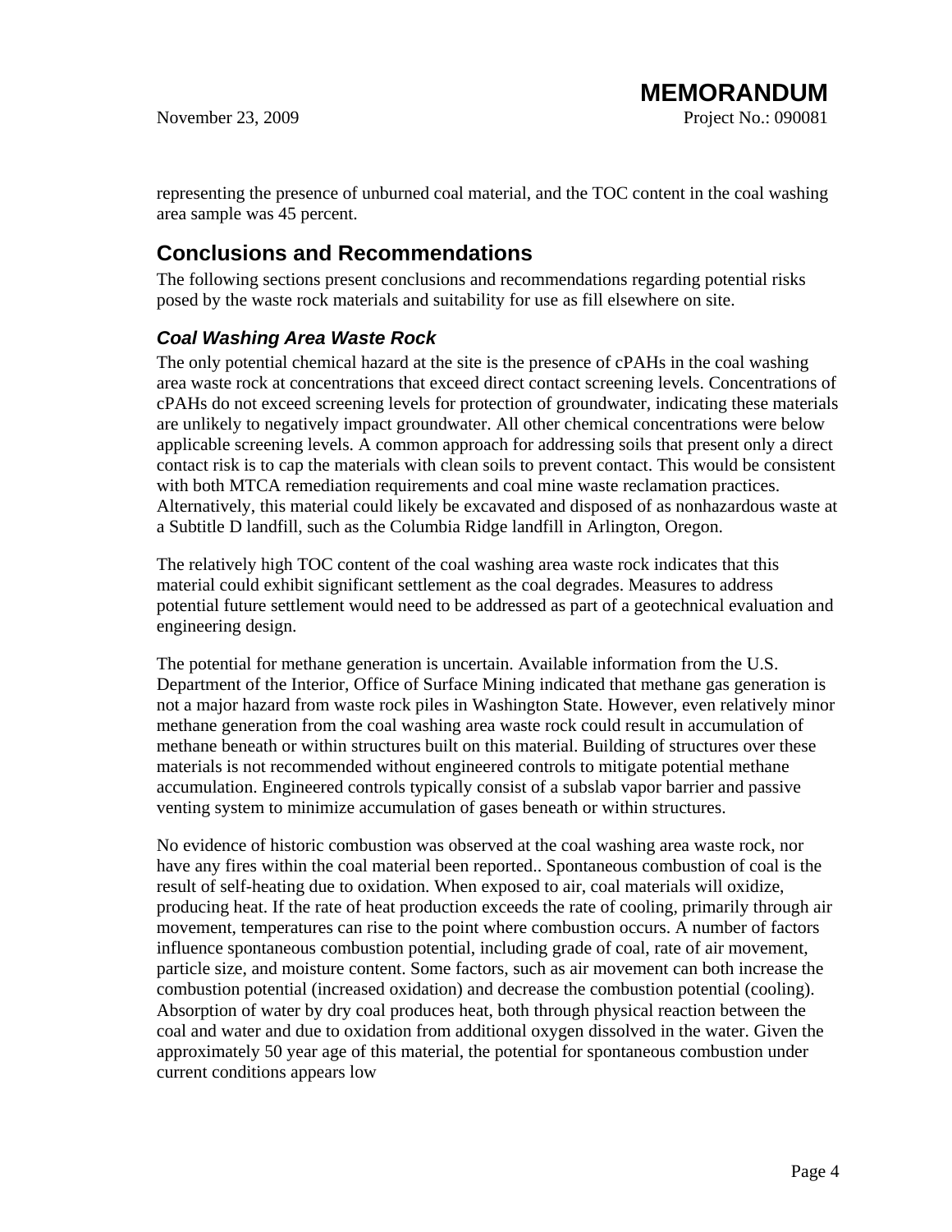representing the presence of unburned coal material, and the TOC content in the coal washing area sample was 45 percent.

## Conclusions and Recommendations

The following sections present conclusions and recommendations regarding potential risks posed by the waste rock materials and suitability for use as fill elsewhere on site.

### *Coal Washing Area Waste Rock*

The only potential chemical hazard at the site is the presence of cPAHs in the coal washing area waste rock at concentrations that exceed direct contact screening levels. Concentrations of cPAHs do not exceed screening levels for protection of groundwater, indicating these materials are unlikely to negatively impact groundwater. All other chemical concentrations were below applicable screening levels. A common approach for addressing soils that present only a direct contact risk is to cap the materials with clean soils to prevent contact. This would be consistent with both MTCA remediation requirements and coal mine waste reclamation practices. Alternatively, this material could likely be excavated and disposed of as nonhazardous waste at a Subtitle D landfill, such as the Columbia Ridge landfill in Arlington, Oregon.

The relatively high TOC content of the coal washing area waste rock indicates that this material could exhibit significant settlement as the coal degrades. Measures to address potential future settlement would need to be addressed as part of a geotechnical evaluation and engineering design.

The potential for methane generation is uncertain. Available information from the U.S. Department of the Interior, Office of Surface Mining indicated that methane gas generation is not a major hazard from waste rock piles in Washington State. However, even relatively minor methane generation from the coal washing area waste rock could result in accumulation of methane beneath or within structures built on this material. Building of structures over these materials is not recommended without engineered controls to mitigate potential methane accumulation. Engineered controls typically consist of a subslab vapor barrier and passive venting system to minimize accumulation of gases beneath or within structures.

No evidence of historic combustion was observed at the coal washing area waste rock, nor have any fires within the coal material been reported.. Spontaneous combustion of coal is the result of self-heating due to oxidation. When exposed to air, coal materials will oxidize, producing heat. If the rate of heat production exceeds the rate of cooling, primarily through air movement, temperatures can rise to the point where combustion occurs. A number of factors influence spontaneous combustion potential, including grade of coal, rate of air movement, particle size, and moisture content. Some factors, such as air movement can both increase the combustion potential (increased oxidation) and decrease the combustion potential (cooling). Absorption of water by dry coal produces heat, both through physical reaction between the coal and water and due to oxidation from additional oxygen dissolved in the water. Given the approximately 50 year age of this material, the potential for spontaneous combustion under current conditions appears low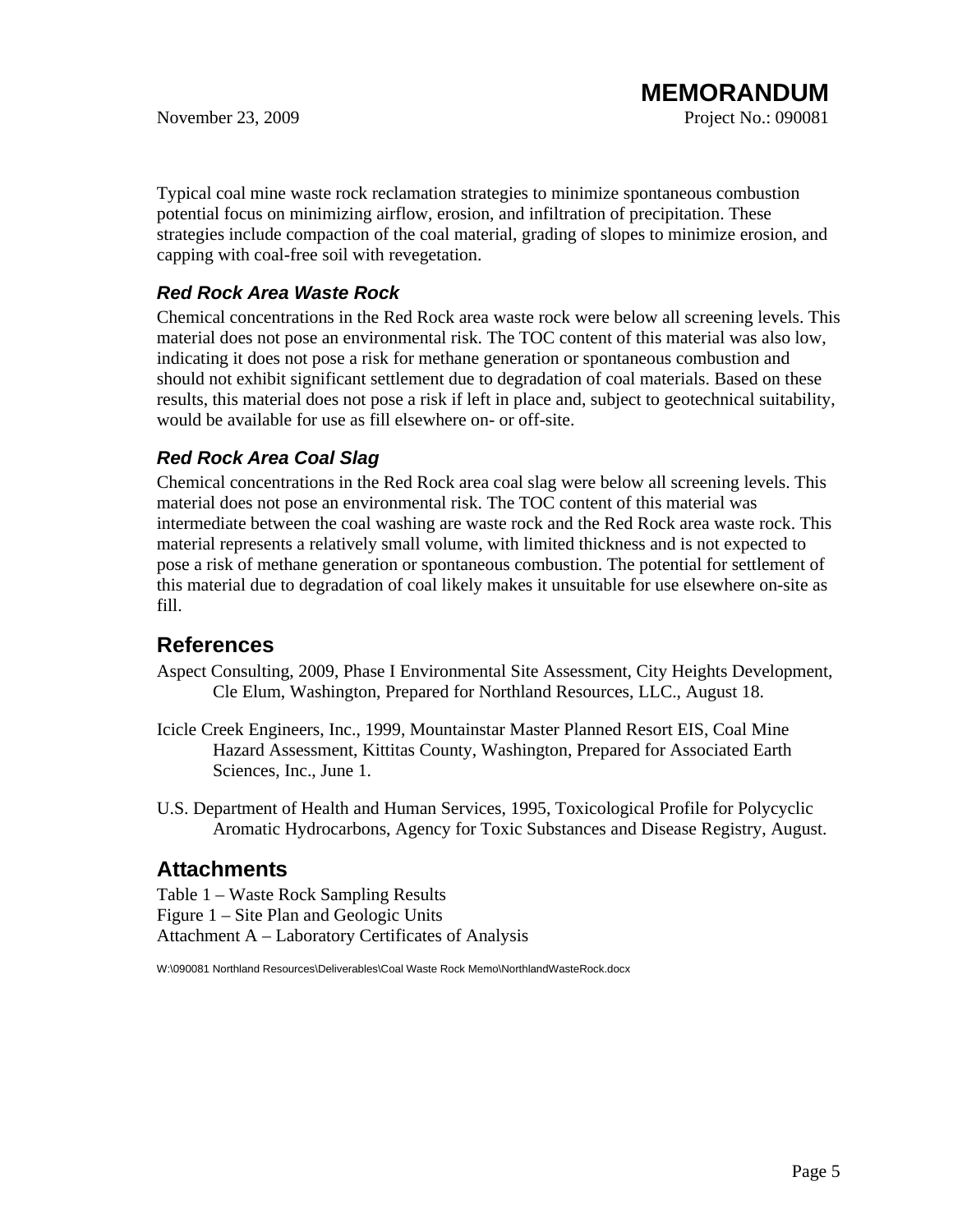Typical coal mine waste rock reclamation strategies to minimize spontaneous combustion potential focus on minimizing airflow, erosion, and infiltration of precipitation. These strategies include compaction of the coal material, grading of slopes to minimize erosion, and capping with coal-free soil with revegetation.

### *Red Rock Area Waste Rock*

Chemical concentrations in the Red Rock area waste rock were below all screening levels. This material does not pose an environmental risk. The TOC content of this material was also low, indicating it does not pose a risk for methane generation or spontaneous combustion and should not exhibit significant settlement due to degradation of coal materials. Based on these results, this material does not pose a risk if left in place and, subject to geotechnical suitability, would be available for use as fill elsewhere on- or off-site.

### *Red Rock Area Coal Slag*

Chemical concentrations in the Red Rock area coal slag were below all screening levels. This material does not pose an environmental risk. The TOC content of this material was intermediate between the coal washing are waste rock and the Red Rock area waste rock. This material represents a relatively small volume, with limited thickness and is not expected to pose a risk of methane generation or spontaneous combustion. The potential for settlement of this material due to degradation of coal likely makes it unsuitable for use elsewhere on-site as fill.

## References

Aspect Consulting, 2009, Phase I Environmental Site Assessment, City Heights Development, Cle Elum, Washington, Prepared for Northland Resources, LLC., August 18.

Icicle Creek Engineers, Inc., 1999, Mountainstar Master Planned Resort EIS, Coal Mine Hazard Assessment, Kittitas County, Washington, Prepared for Associated Earth Sciences, Inc., June 1.

U.S. Department of Health and Human Services, 1995, Toxicological Profile for Polycyclic Aromatic Hydrocarbons, Agency for Toxic Substances and Disease Registry, August.

## Attachments

Table 1 – Waste Rock Sampling Results
Figure 1 – Site Plan and Geologic Units
Attachment A – Laboratory Certificates of Analysis

W:\090081 Northland Resources\Deliverables\Coal Waste Rock Memo\NorthlandWasteRock.docx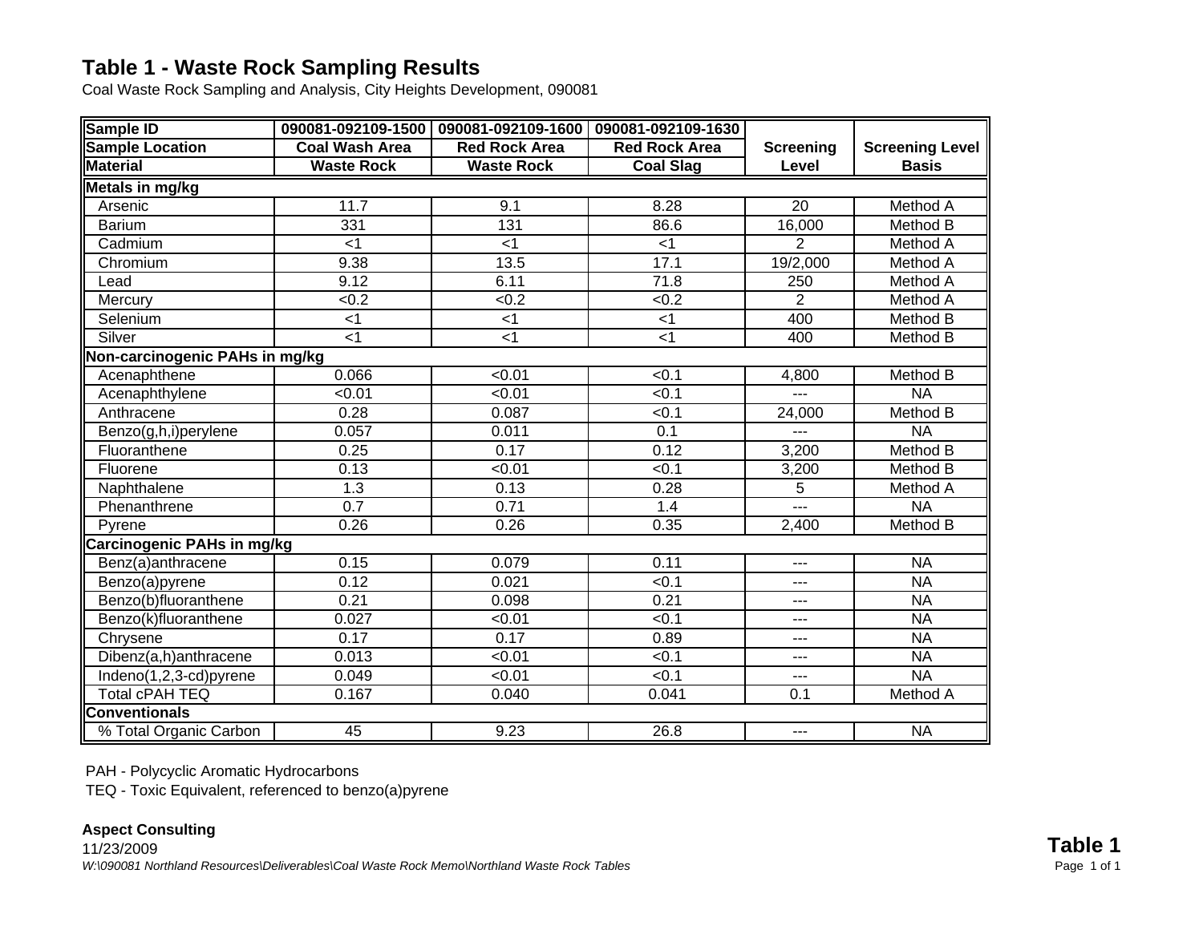# Table 1 - Waste Rock Sampling Results

Coal Waste Rock Sampling and Analysis, City Heights Development, 090081

| Sample ID | 090081-092109-1500 | 090081-092109-1600 | 090081-092109-1630 | Screening Level | Screening Level Basis |
|---|---|---|---|---|---|
| **Sample Location** | **Coal Wash Area** | **Red Rock Area** | **Red Rock Area** | | |
| **Material** | **Waste Rock** | **Waste Rock** | **Coal Slag** | | |
| **Metals in mg/kg** | | | | | |
| Arsenic | 11.7 | 9.1 | 8.28 | 20 | Method A |
| Barium | 331 | 131 | 86.6 | 16,000 | Method B |
| Cadmium | <1 | <1 | <1 | 2 | Method A |
| Chromium | 9.38 | 13.5 | 17.1 | 19/2,000 | Method A |
| Lead | 9.12 | 6.11 | 71.8 | 250 | Method A |
| Mercury | <0.2 | <0.2 | <0.2 | 2 | Method A |
| Selenium | <1 | <1 | <1 | 400 | Method B |
| Silver | <1 | <1 | <1 | 400 | Method B |
| **Non-carcinogenic PAHs in mg/kg** | | | | | |
| Acenaphthene | 0.066 | <0.01 | <0.1 | 4,800 | Method B |
| Acenaphthylene | <0.01 | <0.01 | <0.1 | --- | NA |
| Anthracene | 0.28 | 0.087 | <0.1 | 24,000 | Method B |
| Benzo(g,h,i)perylene | 0.057 | 0.011 | 0.1 | --- | NA |
| Fluoranthene | 0.25 | 0.17 | 0.12 | 3,200 | Method B |
| Fluorene | 0.13 | <0.01 | <0.1 | 3,200 | Method B |
| Naphthalene | 1.3 | 0.13 | 0.28 | 5 | Method A |
| Phenanthrene | 0.7 | 0.71 | 1.4 | --- | NA |
| Pyrene | 0.26 | 0.26 | 0.35 | 2,400 | Method B |
| **Carcinogenic PAHs in mg/kg** | | | | | |
| Benz(a)anthracene | 0.15 | 0.079 | 0.11 | --- | NA |
| Benzo(a)pyrene | 0.12 | 0.021 | <0.1 | --- | NA |
| Benzo(b)fluoranthene | 0.21 | 0.098 | 0.21 | --- | NA |
| Benzo(k)fluoranthene | 0.027 | <0.01 | <0.1 | --- | NA |
| Chrysene | 0.17 | 0.17 | 0.89 | --- | NA |
| Dibenz(a,h)anthracene | 0.013 | <0.01 | <0.1 | --- | NA |
| Indeno(1,2,3-cd)pyrene | 0.049 | <0.01 | <0.1 | --- | NA |
| Total cPAH TEQ | 0.167 | 0.040 | 0.041 | 0.1 | Method A |
| **Conventionals** | | | | | |
| % Total Organic Carbon | 45 | 9.23 | 26.8 | --- | NA |

PAH - Polycyclic Aromatic Hydrocarbons

TEQ - Toxic Equivalent, referenced to benzo(a)pyrene

**Aspect Consulting**
11/23/2009
*W:\090081 Northland Resources\Deliverables\Coal Waste Rock Memo\Northland Waste Rock Tables*

**Table 1**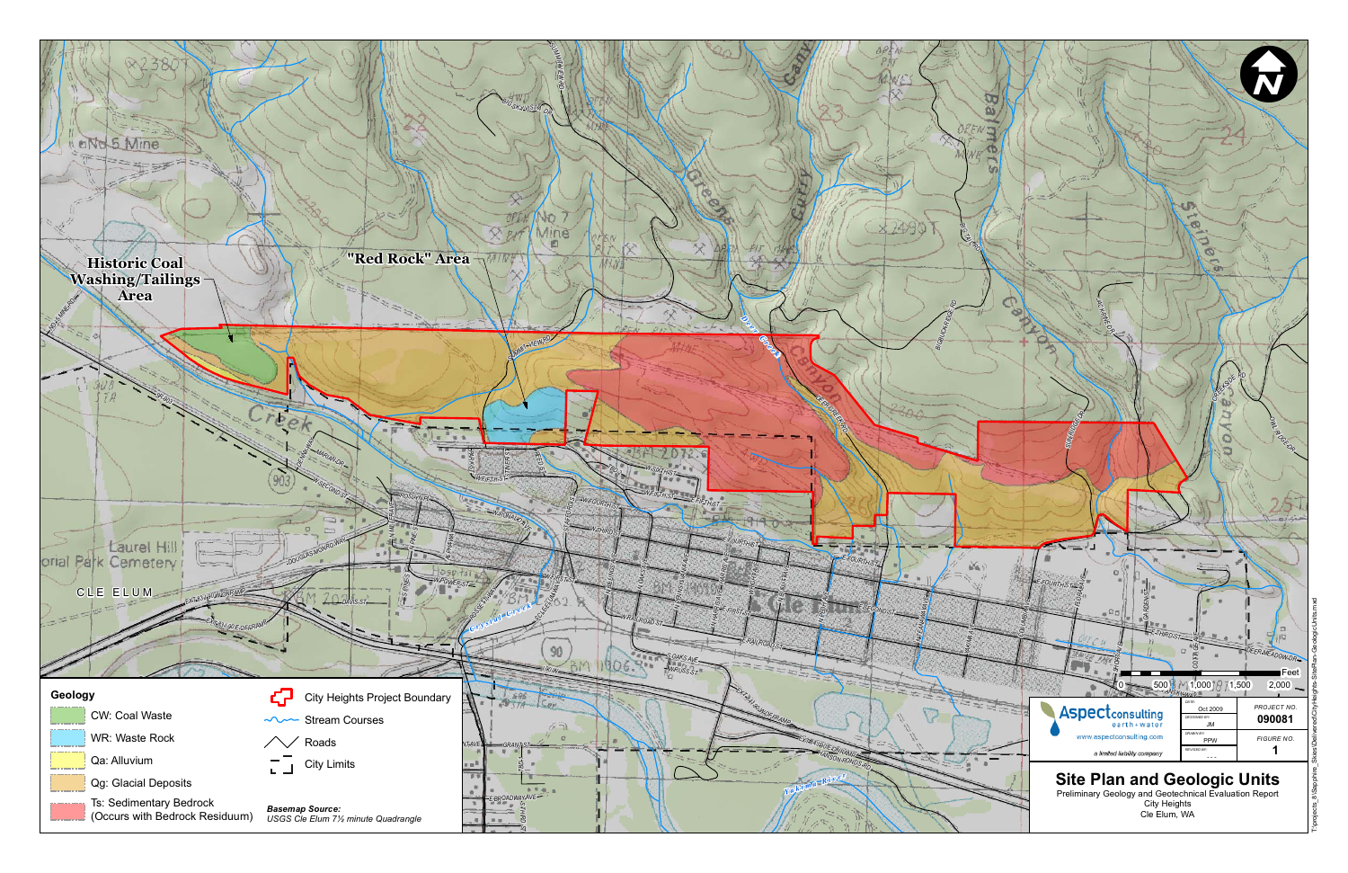Historic Coal Washing/Tailings Area

"Red Rock" Area

**Geology**

- CW: Coal Waste
- WR: Waste Rock
- Qa: Alluvium
- Qg: Glacial Deposits
- Ts: Sedimentary Bedrock (Occurs with Bedrock Residuum)

- City Heights Project Boundary
- Stream Courses
- Roads
- City Limits

*Basemap Source:*
*USGS Cle Elum 7½ minute Quadrangle*

Feet: 0, 500, 1,000, 1,500, 2,000

Aspect consulting — earth + water — www.aspectconsulting.com — a limited liability company

| DATE: | Oct 2009 | PROJECT NO. |
|---|---|---|
| DESIGNED BY: | JM | 090081 |
| DRAWN BY: | PPW | FIGURE NO. |
| REVISED BY: | - - - | 1 |

## Site Plan and Geologic Units

Preliminary Geology and Geotechnical Evaluation Report
City Heights
Cle Elum, WA

T:\projects_8\Sapphire_Skies\Delivered\CityHeights-SitePlan-GeologicUnits.mxd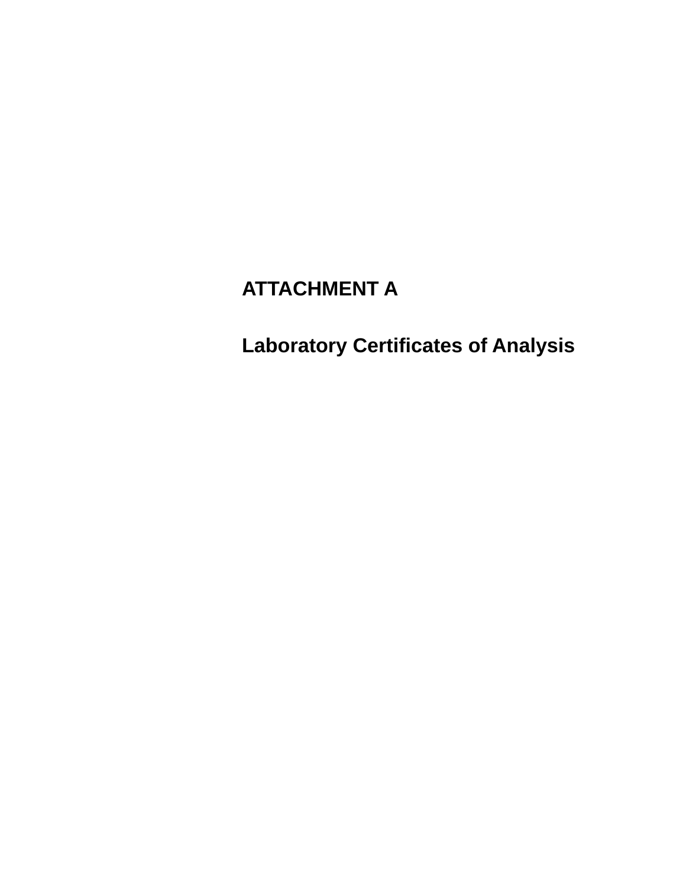# ATTACHMENT A

## Laboratory Certificates of Analysis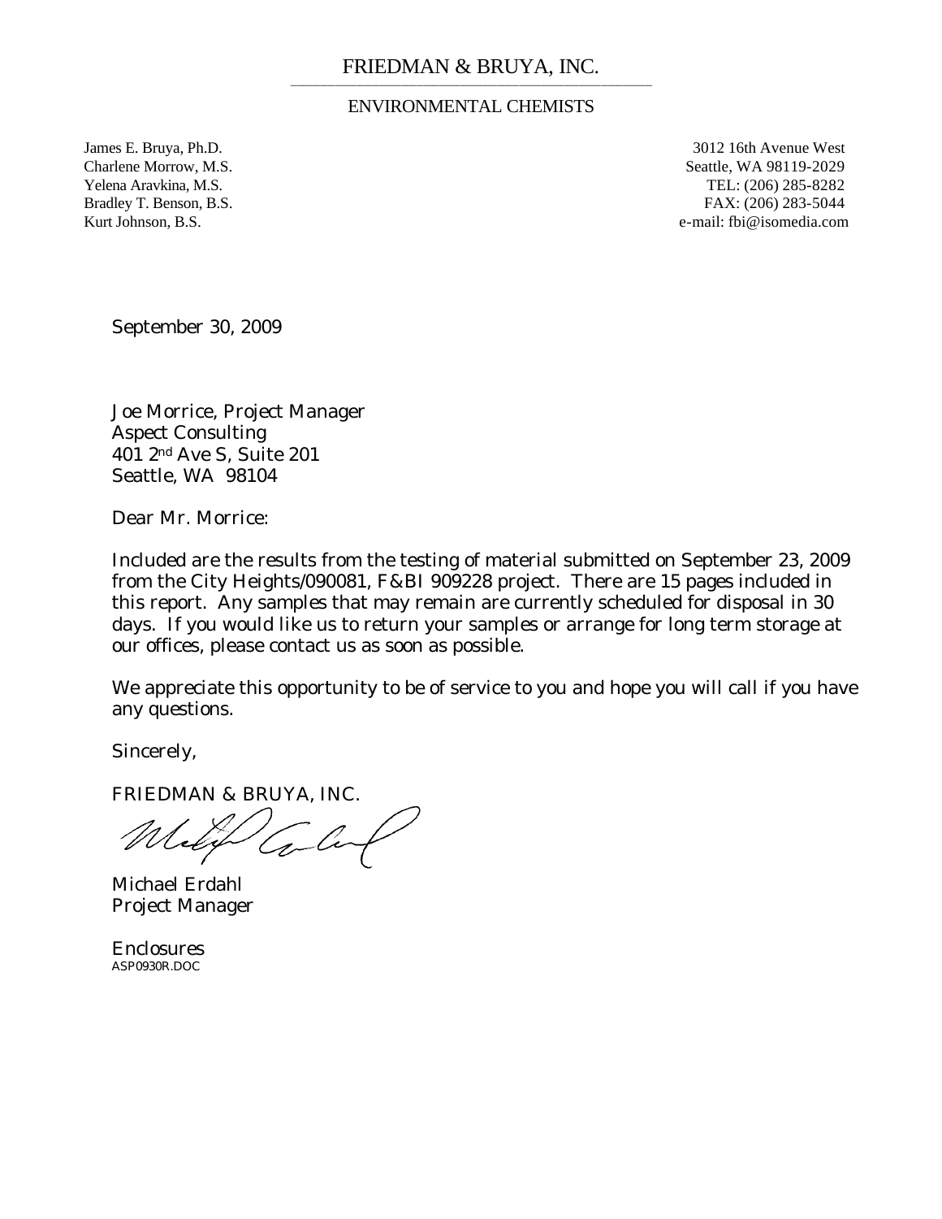# FRIEDMAN & BRUYA, INC.

ENVIRONMENTAL CHEMISTS

James E. Bruya, Ph.D.
Charlene Morrow, M.S.
Yelena Aravkina, M.S.
Bradley T. Benson, B.S.
Kurt Johnson, B.S.

3012 16th Avenue West
Seattle, WA 98119-2029
TEL: (206) 285-8282
FAX: (206) 283-5044
e-mail: fbi@isomedia.com

September 30, 2009

Joe Morrice, Project Manager
Aspect Consulting
401 2nd Ave S, Suite 201
Seattle, WA 98104

Dear Mr. Morrice:

Included are the results from the testing of material submitted on September 23, 2009 from the City Heights/090081, F&BI 909228 project. There are 15 pages included in this report. Any samples that may remain are currently scheduled for disposal in 30 days. If you would like us to return your samples or arrange for long term storage at our offices, please contact us as soon as possible.

We appreciate this opportunity to be of service to you and hope you will call if you have any questions.

Sincerely,

FRIEDMAN & BRUYA, INC.

Michael Erdahl
Project Manager

Enclosures
ASP0930R.DOC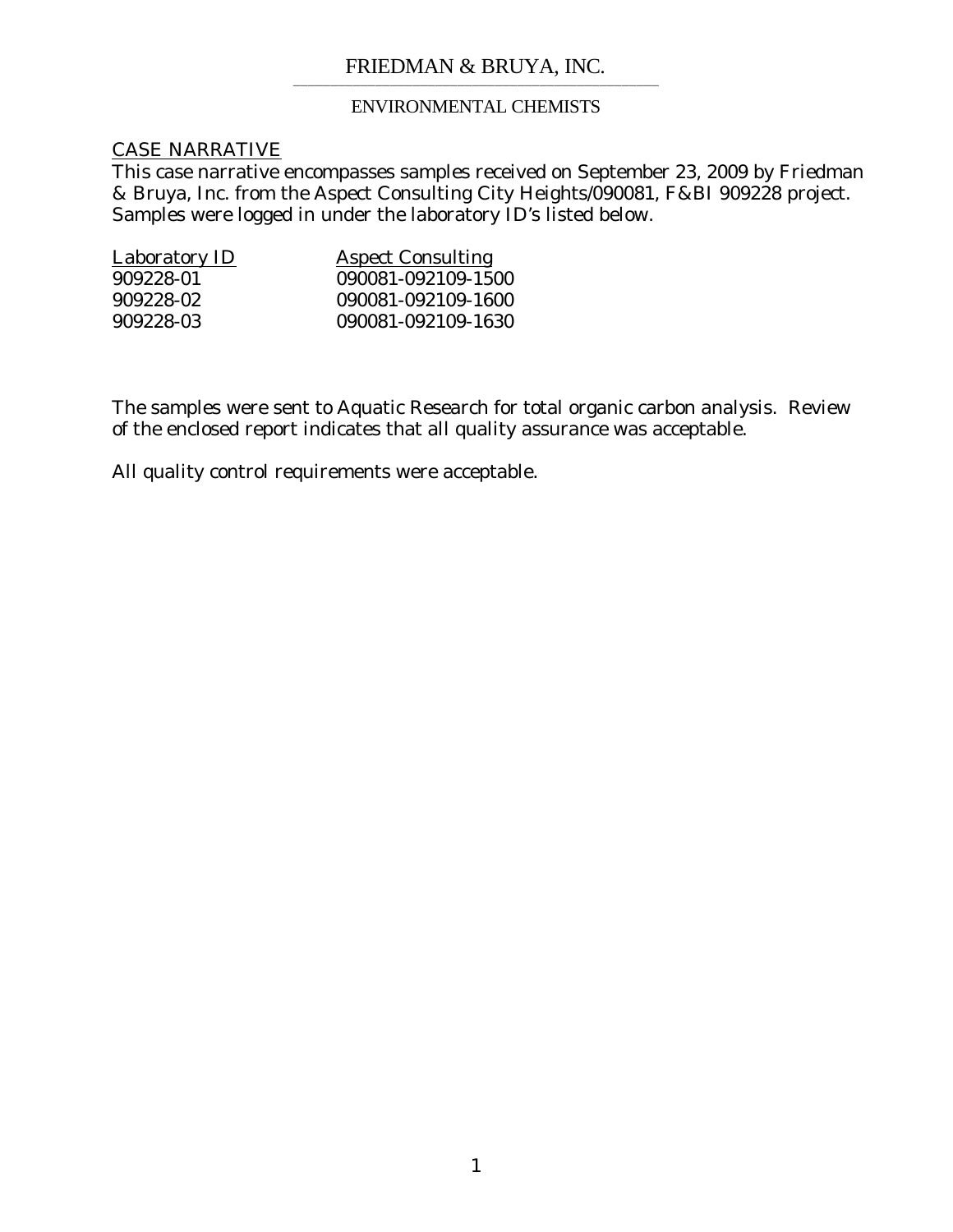FRIEDMAN & BRUYA, INC.

ENVIRONMENTAL CHEMISTS

## CASE NARRATIVE

This case narrative encompasses samples received on September 23, 2009 by Friedman & Bruya, Inc. from the Aspect Consulting City Heights/090081, F&BI 909228 project. Samples were logged in under the laboratory ID's listed below.

| Laboratory ID | Aspect Consulting |
|---|---|
| 909228-01 | 090081-092109-1500 |
| 909228-02 | 090081-092109-1600 |
| 909228-03 | 090081-092109-1630 |

The samples were sent to Aquatic Research for total organic carbon analysis. Review of the enclosed report indicates that all quality assurance was acceptable.

All quality control requirements were acceptable.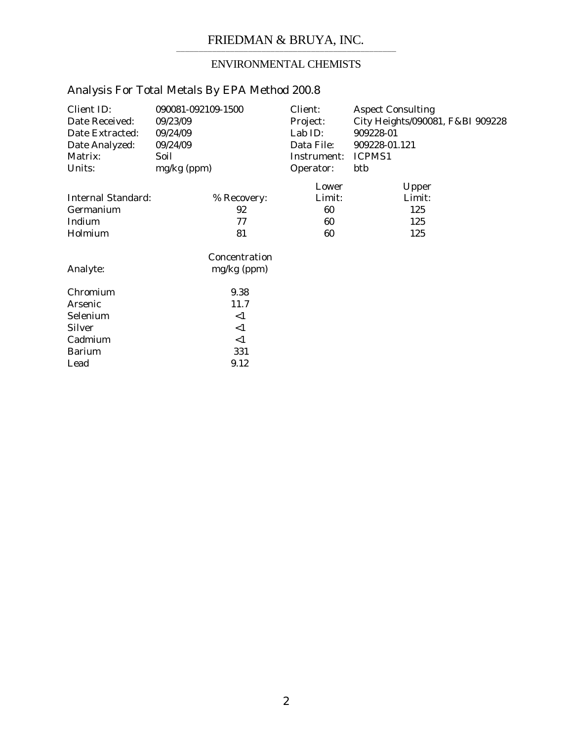FRIEDMAN & BRUYA, INC.

ENVIRONMENTAL CHEMISTS

## Analysis For Total Metals By EPA Method 200.8

| | | | |
|---|---|---|---|
| Client ID: | 090081-092109-1500 | Client: | Aspect Consulting |
| Date Received: | 09/23/09 | Project: | City Heights/090081, F&BI 909228 |
| Date Extracted: | 09/24/09 | Lab ID: | 909228-01 |
| Date Analyzed: | 09/24/09 | Data File: | 909228-01.121 |
| Matrix: | Soil | Instrument: | ICPMS1 |
| Units: | mg/kg (ppm) | Operator: | btb |

| Internal Standard: | % Recovery: | Lower Limit: | Upper Limit: |
|---|---|---|---|
| Germanium | 92 | 60 | 125 |
| Indium | 77 | 60 | 125 |
| Holmium | 81 | 60 | 125 |

| Analyte: | Concentration mg/kg (ppm) |
|---|---|
| Chromium | 9.38 |
| Arsenic | 11.7 |
| Selenium | <1 |
| Silver | <1 |
| Cadmium | <1 |
| Barium | 331 |
| Lead | 9.12 |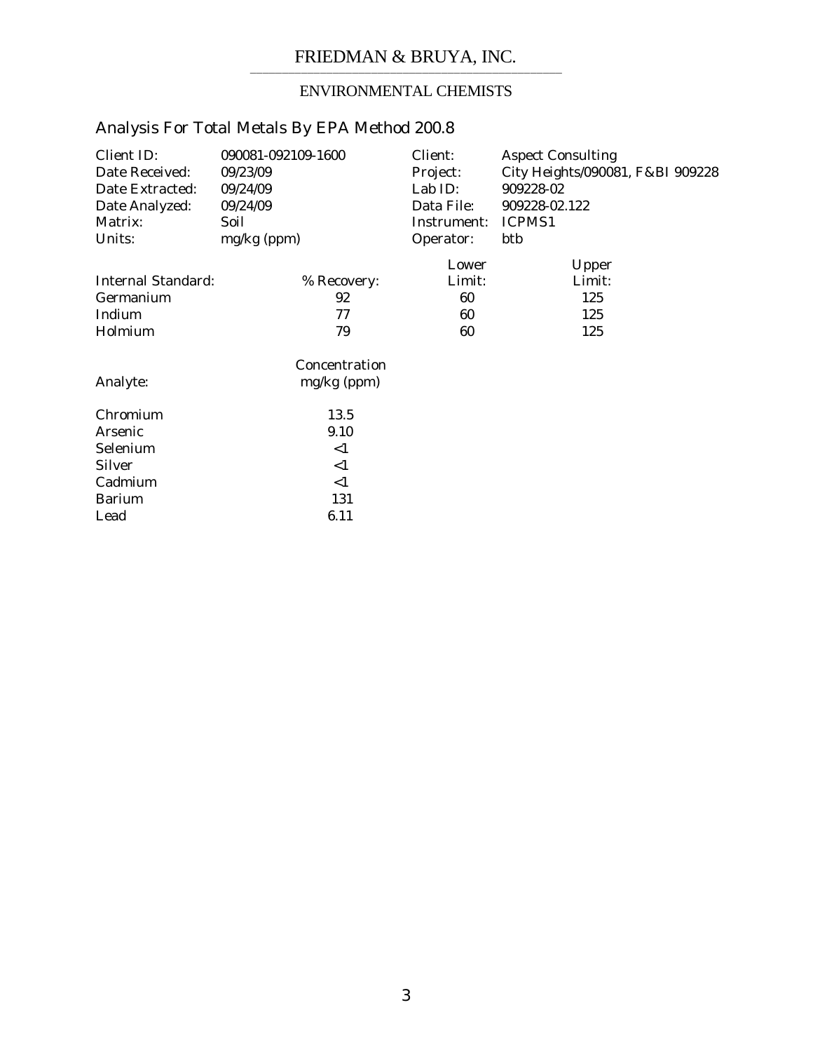# FRIEDMAN & BRUYA, INC.

ENVIRONMENTAL CHEMISTS

## Analysis For Total Metals By EPA Method 200.8

| | | | |
|---|---|---|---|
| Client ID: | 090081-092109-1600 | Client: | Aspect Consulting |
| Date Received: | 09/23/09 | Project: | City Heights/090081, F&BI 909228 |
| Date Extracted: | 09/24/09 | Lab ID: | 909228-02 |
| Date Analyzed: | 09/24/09 | Data File: | 909228-02.122 |
| Matrix: | Soil | Instrument: | ICPMS1 |
| Units: | mg/kg (ppm) | Operator: | btb |

| Internal Standard: | % Recovery: | Lower Limit: | Upper Limit: |
|---|---|---|---|
| Germanium | 92 | 60 | 125 |
| Indium | 77 | 60 | 125 |
| Holmium | 79 | 60 | 125 |

| Analyte: | Concentration mg/kg (ppm) |
|---|---|
| Chromium | 13.5 |
| Arsenic | 9.10 |
| Selenium | <1 |
| Silver | <1 |
| Cadmium | <1 |
| Barium | 131 |
| Lead | 6.11 |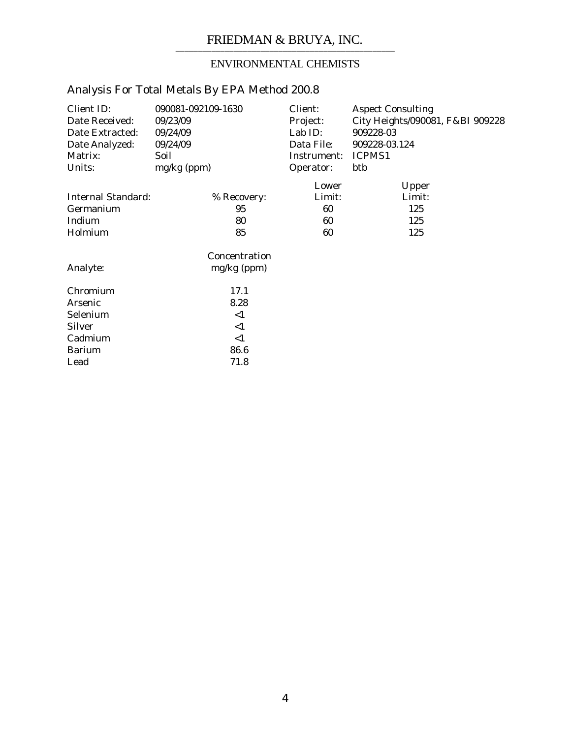FRIEDMAN & BRUYA, INC.

ENVIRONMENTAL CHEMISTS

## Analysis For Total Metals By EPA Method 200.8

| | | | |
|---|---|---|---|
| Client ID: | 090081-092109-1630 | Client: | Aspect Consulting |
| Date Received: | 09/23/09 | Project: | City Heights/090081, F&BI 909228 |
| Date Extracted: | 09/24/09 | Lab ID: | 909228-03 |
| Date Analyzed: | 09/24/09 | Data File: | 909228-03.124 |
| Matrix: | Soil | Instrument: | ICPMS1 |
| Units: | mg/kg (ppm) | Operator: | btb |

| Internal Standard: | % Recovery: | Lower Limit: | Upper Limit: |
|---|---|---|---|
| Germanium | 95 | 60 | 125 |
| Indium | 80 | 60 | 125 |
| Holmium | 85 | 60 | 125 |

| Analyte: | Concentration mg/kg (ppm) |
|---|---|
| Chromium | 17.1 |
| Arsenic | 8.28 |
| Selenium | <1 |
| Silver | <1 |
| Cadmium | <1 |
| Barium | 86.6 |
| Lead | 71.8 |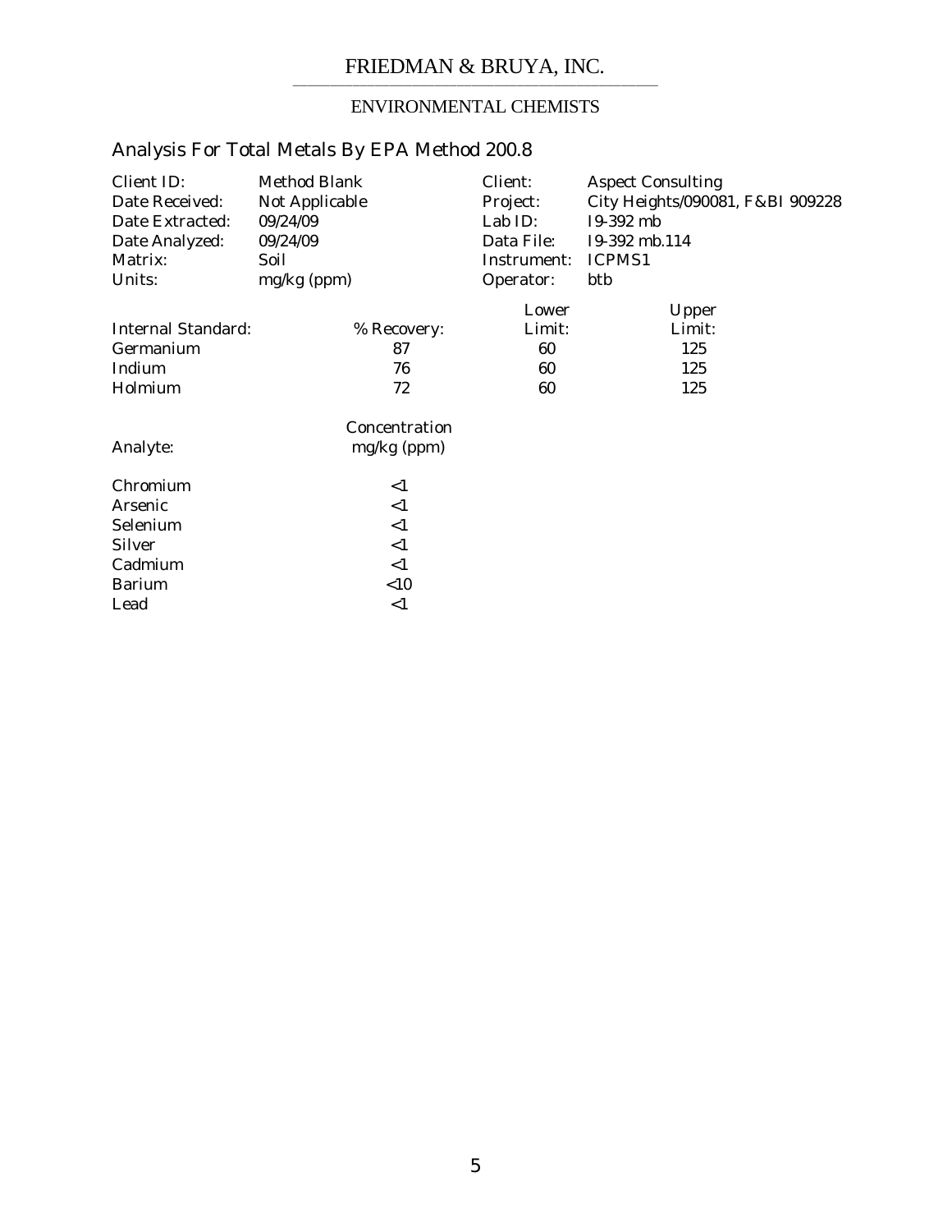FRIEDMAN & BRUYA, INC.

ENVIRONMENTAL CHEMISTS

## Analysis For Total Metals By EPA Method 200.8

| | | | |
|---|---|---|---|
| Client ID: | Method Blank | Client: | Aspect Consulting |
| Date Received: | Not Applicable | Project: | City Heights/090081, F&BI 909228 |
| Date Extracted: | 09/24/09 | Lab ID: | I9-392 mb |
| Date Analyzed: | 09/24/09 | Data File: | I9-392 mb.114 |
| Matrix: | Soil | Instrument: | ICPMS1 |
| Units: | mg/kg (ppm) | Operator: | btb |

| Internal Standard: | % Recovery: | Lower Limit: | Upper Limit: |
|---|---|---|---|
| Germanium | 87 | 60 | 125 |
| Indium | 76 | 60 | 125 |
| Holmium | 72 | 60 | 125 |

| Analyte: | Concentration mg/kg (ppm) |
|---|---|
| Chromium | <1 |
| Arsenic | <1 |
| Selenium | <1 |
| Silver | <1 |
| Cadmium | <1 |
| Barium | <10 |
| Lead | <1 |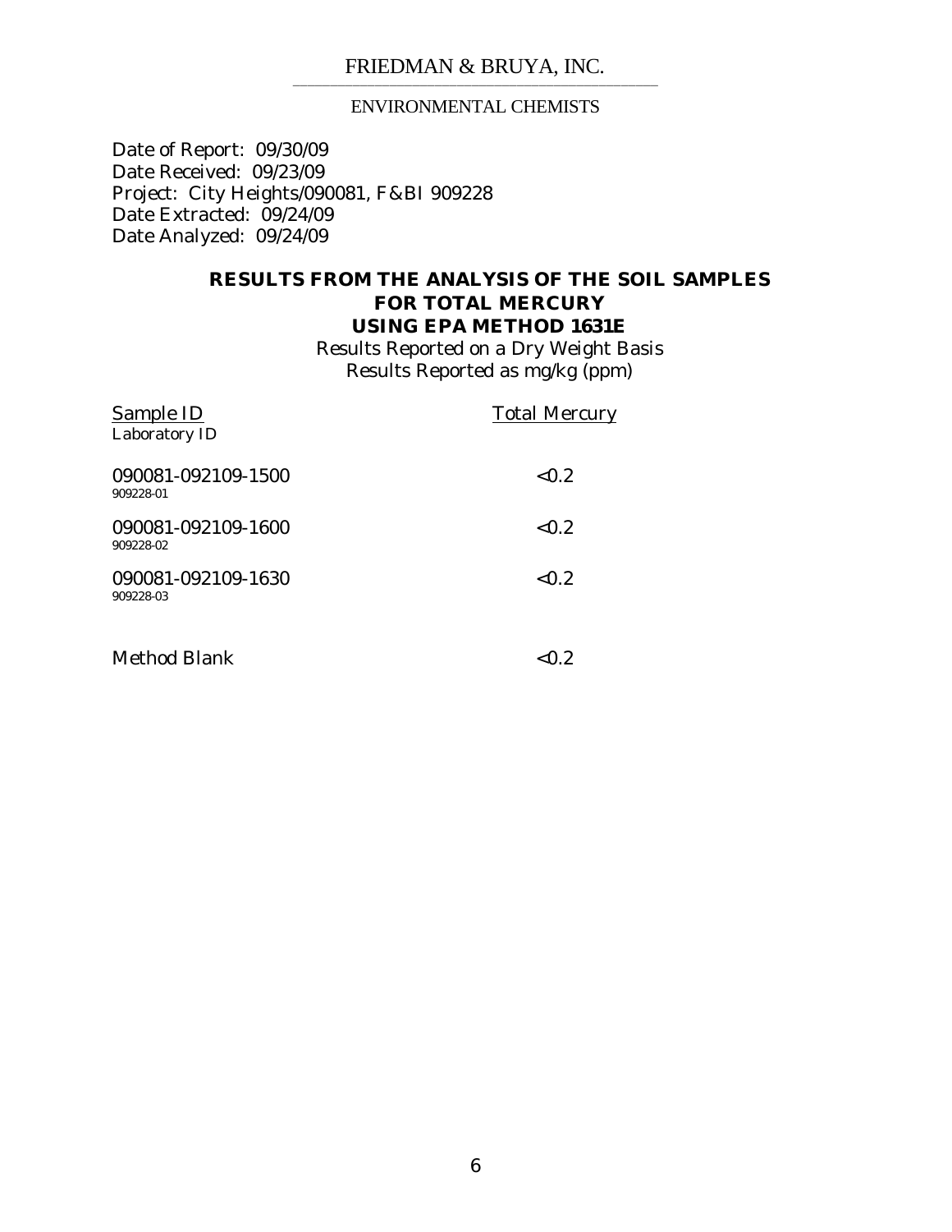FRIEDMAN & BRUYA, INC.

ENVIRONMENTAL CHEMISTS

Date of Report: 09/30/09
Date Received: 09/23/09
Project: City Heights/090081, F&BI 909228
Date Extracted: 09/24/09
Date Analyzed: 09/24/09

## RESULTS FROM THE ANALYSIS OF THE SOIL SAMPLES FOR TOTAL MERCURY USING EPA METHOD 1631E

Results Reported on a Dry Weight Basis
Results Reported as mg/kg (ppm)

| Sample ID<br>Laboratory ID | Total Mercury |
|---|---|
| 090081-092109-1500<br>909228-01 | <0.2 |
| 090081-092109-1600<br>909228-02 | <0.2 |
| 090081-092109-1630<br>909228-03 | <0.2 |
| Method Blank | <0.2 |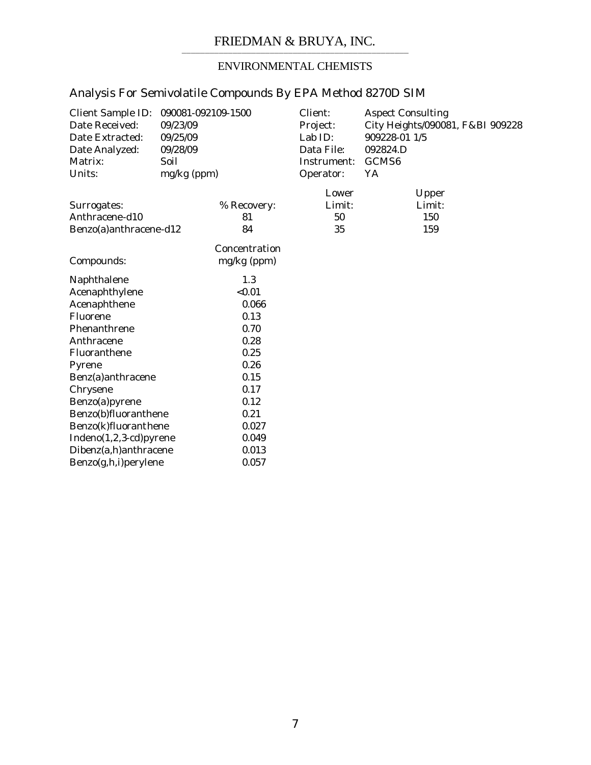FRIEDMAN & BRUYA, INC.

ENVIRONMENTAL CHEMISTS

## Analysis For Semivolatile Compounds By EPA Method 8270D SIM

| | | | |
|---|---|---|---|
| Client Sample ID: | 090081-092109-1500 | Client: | Aspect Consulting |
| Date Received: | 09/23/09 | Project: | City Heights/090081, F&BI 909228 |
| Date Extracted: | 09/25/09 | Lab ID: | 909228-01 1/5 |
| Date Analyzed: | 09/28/09 | Data File: | 092824.D |
| Matrix: | Soil | Instrument: | GCMS6 |
| Units: | mg/kg (ppm) | Operator: | YA |

| Surrogates: | % Recovery: | Lower Limit: | Upper Limit: |
|---|---|---|---|
| Anthracene-d10 | 81 | 50 | 150 |
| Benzo(a)anthracene-d12 | 84 | 35 | 159 |

| Compounds: | Concentration mg/kg (ppm) |
|---|---|
| Naphthalene | 1.3 |
| Acenaphthylene | <0.01 |
| Acenaphthene | 0.066 |
| Fluorene | 0.13 |
| Phenanthrene | 0.70 |
| Anthracene | 0.28 |
| Fluoranthene | 0.25 |
| Pyrene | 0.26 |
| Benz(a)anthracene | 0.15 |
| Chrysene | 0.17 |
| Benzo(a)pyrene | 0.12 |
| Benzo(b)fluoranthene | 0.21 |
| Benzo(k)fluoranthene | 0.027 |
| Indeno(1,2,3-cd)pyrene | 0.049 |
| Dibenz(a,h)anthracene | 0.013 |
| Benzo(g,h,i)perylene | 0.057 |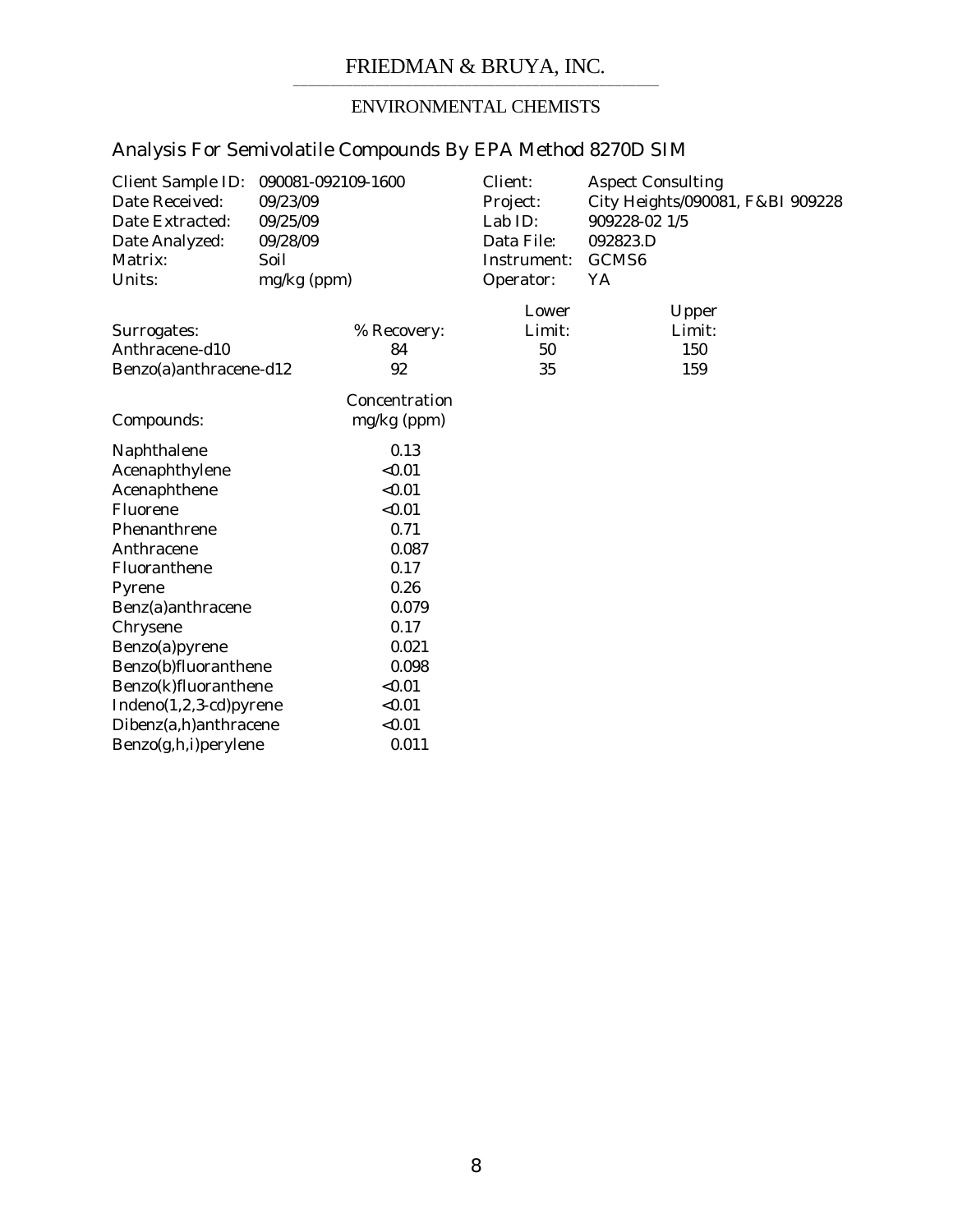FRIEDMAN & BRUYA, INC.

ENVIRONMENTAL CHEMISTS

## Analysis For Semivolatile Compounds By EPA Method 8270D SIM

| | | | |
|---|---|---|---|
| Client Sample ID: | 090081-092109-1600 | Client: | Aspect Consulting |
| Date Received: | 09/23/09 | Project: | City Heights/090081, F&BI 909228 |
| Date Extracted: | 09/25/09 | Lab ID: | 909228-02 1/5 |
| Date Analyzed: | 09/28/09 | Data File: | 092823.D |
| Matrix: | Soil | Instrument: | GCMS6 |
| Units: | mg/kg (ppm) | Operator: | YA |

| Surrogates: | % Recovery: | Lower Limit: | Upper Limit: |
|---|---|---|---|
| Anthracene-d10 | 84 | 50 | 150 |
| Benzo(a)anthracene-d12 | 92 | 35 | 159 |

| Compounds: | Concentration mg/kg (ppm) |
|---|---|
| Naphthalene | 0.13 |
| Acenaphthylene | <0.01 |
| Acenaphthene | <0.01 |
| Fluorene | <0.01 |
| Phenanthrene | 0.71 |
| Anthracene | 0.087 |
| Fluoranthene | 0.17 |
| Pyrene | 0.26 |
| Benz(a)anthracene | 0.079 |
| Chrysene | 0.17 |
| Benzo(a)pyrene | 0.021 |
| Benzo(b)fluoranthene | 0.098 |
| Benzo(k)fluoranthene | <0.01 |
| Indeno(1,2,3-cd)pyrene | <0.01 |
| Dibenz(a,h)anthracene | <0.01 |
| Benzo(g,h,i)perylene | 0.011 |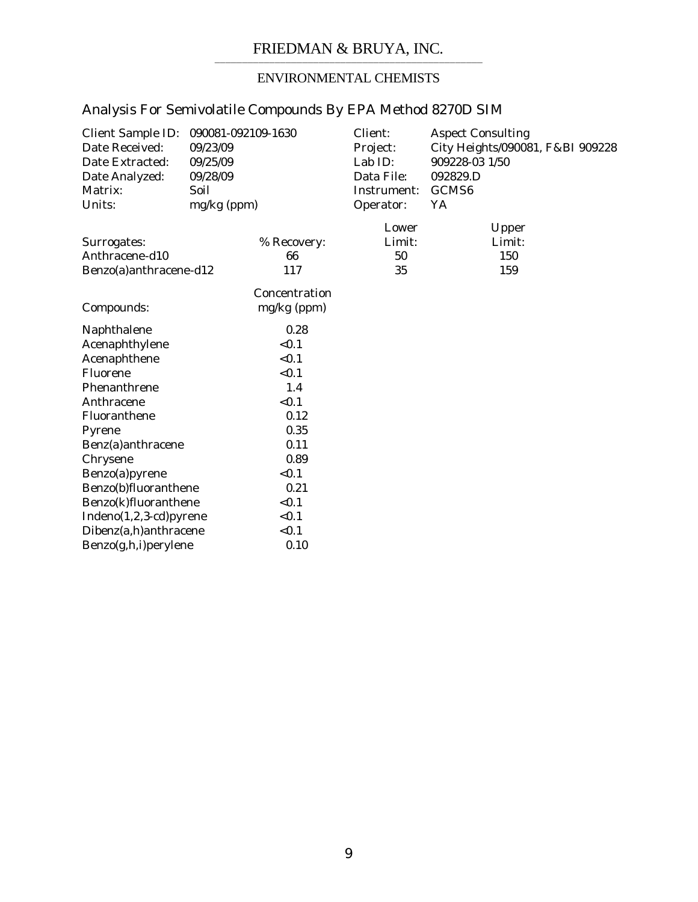FRIEDMAN & BRUYA, INC.

ENVIRONMENTAL CHEMISTS

## Analysis For Semivolatile Compounds By EPA Method 8270D SIM

| | | | |
|---|---|---|---|
| Client Sample ID: | 090081-092109-1630 | Client: | Aspect Consulting |
| Date Received: | 09/23/09 | Project: | City Heights/090081, F&BI 909228 |
| Date Extracted: | 09/25/09 | Lab ID: | 909228-03 1/50 |
| Date Analyzed: | 09/28/09 | Data File: | 092829.D |
| Matrix: | Soil | Instrument: | GCMS6 |
| Units: | mg/kg (ppm) | Operator: | YA |

| Surrogates: | % Recovery: | Lower Limit: | Upper Limit: |
|---|---|---|---|
| Anthracene-d10 | 66 | 50 | 150 |
| Benzo(a)anthracene-d12 | 117 | 35 | 159 |

| Compounds: | Concentration mg/kg (ppm) |
|---|---|
| Naphthalene | 0.28 |
| Acenaphthylene | <0.1 |
| Acenaphthene | <0.1 |
| Fluorene | <0.1 |
| Phenanthrene | 1.4 |
| Anthracene | <0.1 |
| Fluoranthene | 0.12 |
| Pyrene | 0.35 |
| Benz(a)anthracene | 0.11 |
| Chrysene | 0.89 |
| Benzo(a)pyrene | <0.1 |
| Benzo(b)fluoranthene | 0.21 |
| Benzo(k)fluoranthene | <0.1 |
| Indeno(1,2,3-cd)pyrene | <0.1 |
| Dibenz(a,h)anthracene | <0.1 |
| Benzo(g,h,i)perylene | 0.10 |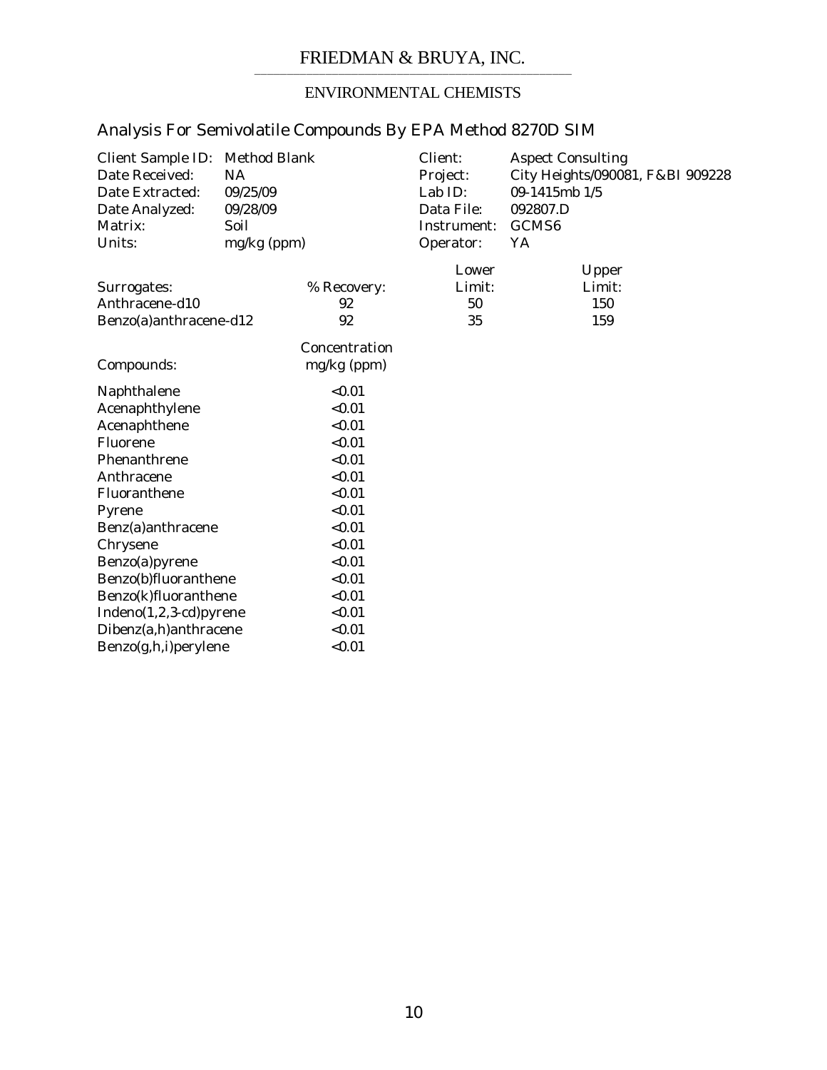FRIEDMAN & BRUYA, INC.

ENVIRONMENTAL CHEMISTS

## Analysis For Semivolatile Compounds By EPA Method 8270D SIM

| | | | |
|---|---|---|---|
| Client Sample ID: | Method Blank | Client: | Aspect Consulting |
| Date Received: | NA | Project: | City Heights/090081, F&BI 909228 |
| Date Extracted: | 09/25/09 | Lab ID: | 09-1415mb 1/5 |
| Date Analyzed: | 09/28/09 | Data File: | 092807.D |
| Matrix: | Soil | Instrument: | GCMS6 |
| Units: | mg/kg (ppm) | Operator: | YA |

| Surrogates: | % Recovery: | Lower Limit: | Upper Limit: |
|---|---|---|---|
| Anthracene-d10 | 92 | 50 | 150 |
| Benzo(a)anthracene-d12 | 92 | 35 | 159 |

| Compounds: | Concentration mg/kg (ppm) |
|---|---|
| Naphthalene | <0.01 |
| Acenaphthylene | <0.01 |
| Acenaphthene | <0.01 |
| Fluorene | <0.01 |
| Phenanthrene | <0.01 |
| Anthracene | <0.01 |
| Fluoranthene | <0.01 |
| Pyrene | <0.01 |
| Benz(a)anthracene | <0.01 |
| Chrysene | <0.01 |
| Benzo(a)pyrene | <0.01 |
| Benzo(b)fluoranthene | <0.01 |
| Benzo(k)fluoranthene | <0.01 |
| Indeno(1,2,3-cd)pyrene | <0.01 |
| Dibenz(a,h)anthracene | <0.01 |
| Benzo(g,h,i)perylene | <0.01 |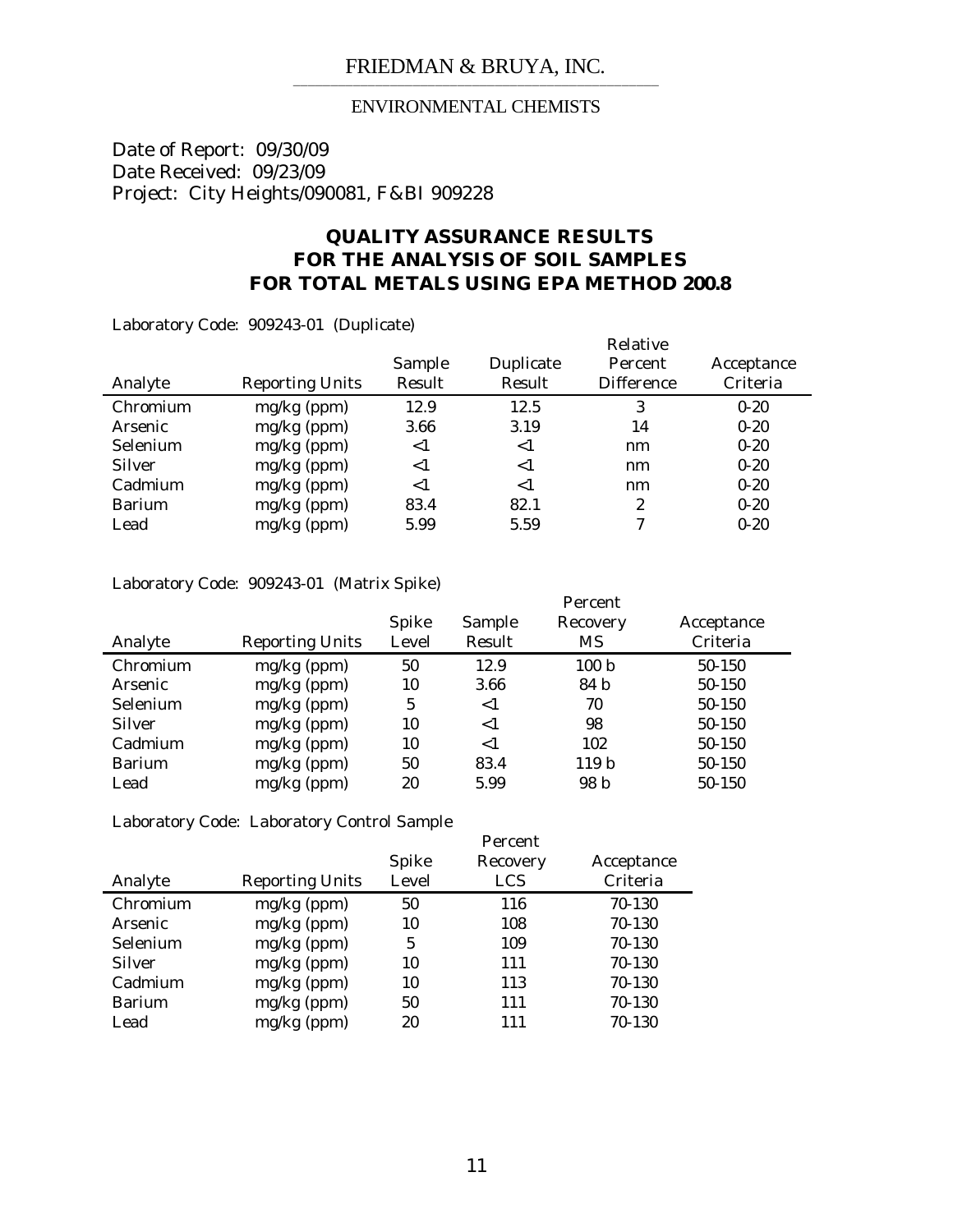FRIEDMAN & BRUYA, INC.

ENVIRONMENTAL CHEMISTS

Date of Report: 09/30/09
Date Received: 09/23/09
Project: City Heights/090081, F&BI 909228

## QUALITY ASSURANCE RESULTS FOR THE ANALYSIS OF SOIL SAMPLES FOR TOTAL METALS USING EPA METHOD 200.8

Laboratory Code: 909243-01 (Duplicate)

| Analyte | Reporting Units | Sample Result | Duplicate Result | Relative Percent Difference | Acceptance Criteria |
|---|---|---|---|---|---|
| Chromium | mg/kg (ppm) | 12.9 | 12.5 | 3 | 0-20 |
| Arsenic | mg/kg (ppm) | 3.66 | 3.19 | 14 | 0-20 |
| Selenium | mg/kg (ppm) | <1 | <1 | nm | 0-20 |
| Silver | mg/kg (ppm) | <1 | <1 | nm | 0-20 |
| Cadmium | mg/kg (ppm) | <1 | <1 | nm | 0-20 |
| Barium | mg/kg (ppm) | 83.4 | 82.1 | 2 | 0-20 |
| Lead | mg/kg (ppm) | 5.99 | 5.59 | 7 | 0-20 |

Laboratory Code: 909243-01 (Matrix Spike)

| Analyte | Reporting Units | Spike Level | Sample Result | Percent Recovery MS | Acceptance Criteria |
|---|---|---|---|---|---|
| Chromium | mg/kg (ppm) | 50 | 12.9 | 100 b | 50-150 |
| Arsenic | mg/kg (ppm) | 10 | 3.66 | 84 b | 50-150 |
| Selenium | mg/kg (ppm) | 5 | <1 | 70 | 50-150 |
| Silver | mg/kg (ppm) | 10 | <1 | 98 | 50-150 |
| Cadmium | mg/kg (ppm) | 10 | <1 | 102 | 50-150 |
| Barium | mg/kg (ppm) | 50 | 83.4 | 119 b | 50-150 |
| Lead | mg/kg (ppm) | 20 | 5.99 | 98 b | 50-150 |

Laboratory Code: Laboratory Control Sample

| Analyte | Reporting Units | Spike Level | Percent Recovery LCS | Acceptance Criteria |
|---|---|---|---|---|
| Chromium | mg/kg (ppm) | 50 | 116 | 70-130 |
| Arsenic | mg/kg (ppm) | 10 | 108 | 70-130 |
| Selenium | mg/kg (ppm) | 5 | 109 | 70-130 |
| Silver | mg/kg (ppm) | 10 | 111 | 70-130 |
| Cadmium | mg/kg (ppm) | 10 | 113 | 70-130 |
| Barium | mg/kg (ppm) | 50 | 111 | 70-130 |
| Lead | mg/kg (ppm) | 20 | 111 | 70-130 |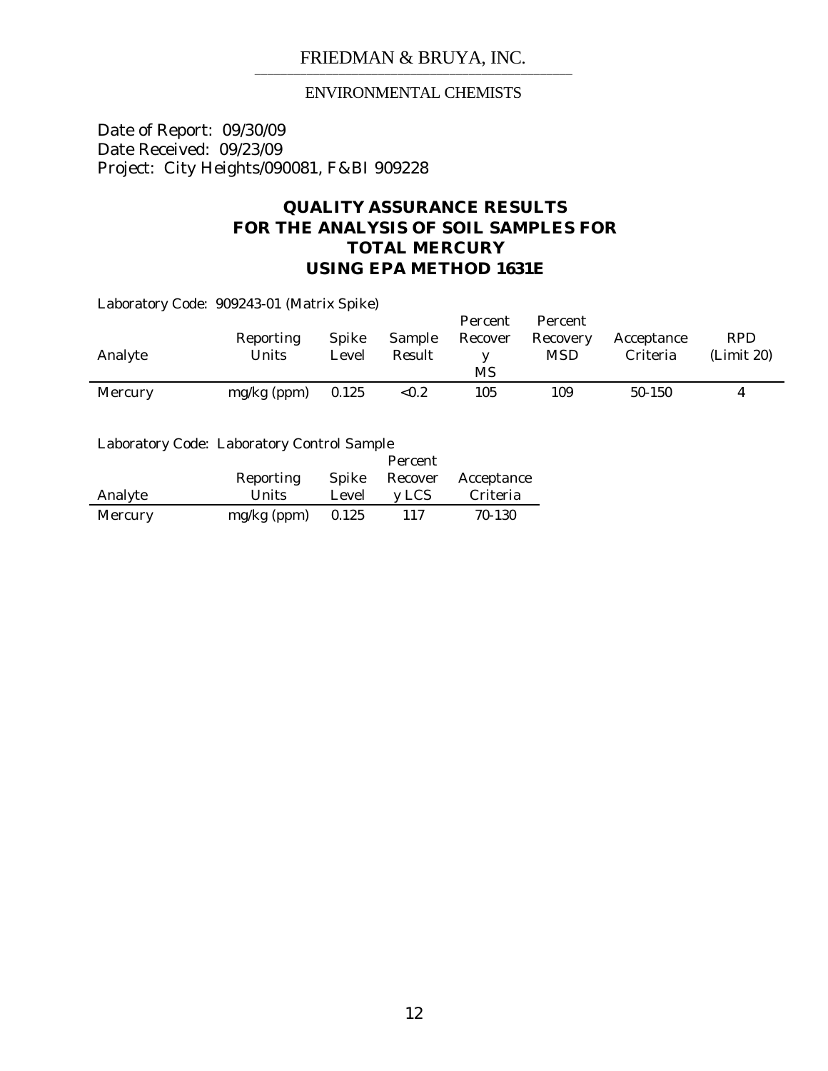FRIEDMAN & BRUYA, INC.

ENVIRONMENTAL CHEMISTS

Date of Report: 09/30/09
Date Received: 09/23/09
Project: City Heights/090081, F&BI 909228

## QUALITY ASSURANCE RESULTS
## FOR THE ANALYSIS OF SOIL SAMPLES FOR
## TOTAL MERCURY
## USING EPA METHOD 1631E

Laboratory Code: 909243-01 (Matrix Spike)

| Analyte | Reporting Units | Spike Level | Sample Result | Percent Recovery MS | Percent Recovery MSD | Acceptance Criteria | RPD (Limit 20) |
|---|---|---|---|---|---|---|---|
| Mercury | mg/kg (ppm) | 0.125 | <0.2 | 105 | 109 | 50-150 | 4 |

Laboratory Code: Laboratory Control Sample

| Analyte | Reporting Units | Spike Level | Percent Recovery LCS | Acceptance Criteria |
|---|---|---|---|---|
| Mercury | mg/kg (ppm) | 0.125 | 117 | 70-130 |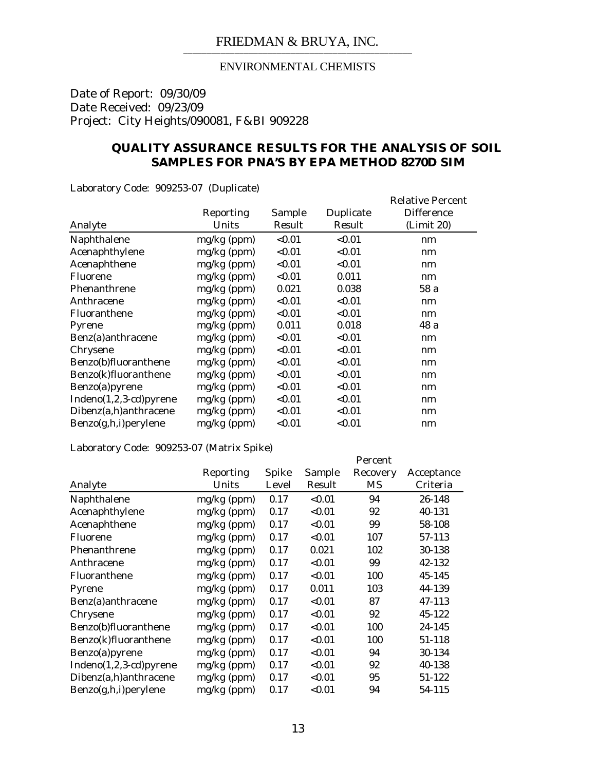FRIEDMAN & BRUYA, INC.

ENVIRONMENTAL CHEMISTS

Date of Report: 09/30/09
Date Received: 09/23/09
Project: City Heights/090081, F&BI 909228

## QUALITY ASSURANCE RESULTS FOR THE ANALYSIS OF SOIL SAMPLES FOR PNA'S BY EPA METHOD 8270D SIM

Laboratory Code: 909253-07 (Duplicate)

| Analyte | Reporting Units | Sample Result | Duplicate Result | Relative Percent Difference (Limit 20) |
|---|---|---|---|---|
| Naphthalene | mg/kg (ppm) | <0.01 | <0.01 | nm |
| Acenaphthylene | mg/kg (ppm) | <0.01 | <0.01 | nm |
| Acenaphthene | mg/kg (ppm) | <0.01 | <0.01 | nm |
| Fluorene | mg/kg (ppm) | <0.01 | 0.011 | nm |
| Phenanthrene | mg/kg (ppm) | 0.021 | 0.038 | 58 a |
| Anthracene | mg/kg (ppm) | <0.01 | <0.01 | nm |
| Fluoranthene | mg/kg (ppm) | <0.01 | <0.01 | nm |
| Pyrene | mg/kg (ppm) | 0.011 | 0.018 | 48 a |
| Benz(a)anthracene | mg/kg (ppm) | <0.01 | <0.01 | nm |
| Chrysene | mg/kg (ppm) | <0.01 | <0.01 | nm |
| Benzo(b)fluoranthene | mg/kg (ppm) | <0.01 | <0.01 | nm |
| Benzo(k)fluoranthene | mg/kg (ppm) | <0.01 | <0.01 | nm |
| Benzo(a)pyrene | mg/kg (ppm) | <0.01 | <0.01 | nm |
| Indeno(1,2,3-cd)pyrene | mg/kg (ppm) | <0.01 | <0.01 | nm |
| Dibenz(a,h)anthracene | mg/kg (ppm) | <0.01 | <0.01 | nm |
| Benzo(g,h,i)perylene | mg/kg (ppm) | <0.01 | <0.01 | nm |

Laboratory Code: 909253-07 (Matrix Spike)

| Analyte | Reporting Units | Spike Level | Sample Result | Percent Recovery MS | Acceptance Criteria |
|---|---|---|---|---|---|
| Naphthalene | mg/kg (ppm) | 0.17 | <0.01 | 94 | 26-148 |
| Acenaphthylene | mg/kg (ppm) | 0.17 | <0.01 | 92 | 40-131 |
| Acenaphthene | mg/kg (ppm) | 0.17 | <0.01 | 99 | 58-108 |
| Fluorene | mg/kg (ppm) | 0.17 | <0.01 | 107 | 57-113 |
| Phenanthrene | mg/kg (ppm) | 0.17 | 0.021 | 102 | 30-138 |
| Anthracene | mg/kg (ppm) | 0.17 | <0.01 | 99 | 42-132 |
| Fluoranthene | mg/kg (ppm) | 0.17 | <0.01 | 100 | 45-145 |
| Pyrene | mg/kg (ppm) | 0.17 | 0.011 | 103 | 44-139 |
| Benz(a)anthracene | mg/kg (ppm) | 0.17 | <0.01 | 87 | 47-113 |
| Chrysene | mg/kg (ppm) | 0.17 | <0.01 | 92 | 45-122 |
| Benzo(b)fluoranthene | mg/kg (ppm) | 0.17 | <0.01 | 100 | 24-145 |
| Benzo(k)fluoranthene | mg/kg (ppm) | 0.17 | <0.01 | 100 | 51-118 |
| Benzo(a)pyrene | mg/kg (ppm) | 0.17 | <0.01 | 94 | 30-134 |
| Indeno(1,2,3-cd)pyrene | mg/kg (ppm) | 0.17 | <0.01 | 92 | 40-138 |
| Dibenz(a,h)anthracene | mg/kg (ppm) | 0.17 | <0.01 | 95 | 51-122 |
| Benzo(g,h,i)perylene | mg/kg (ppm) | 0.17 | <0.01 | 94 | 54-115 |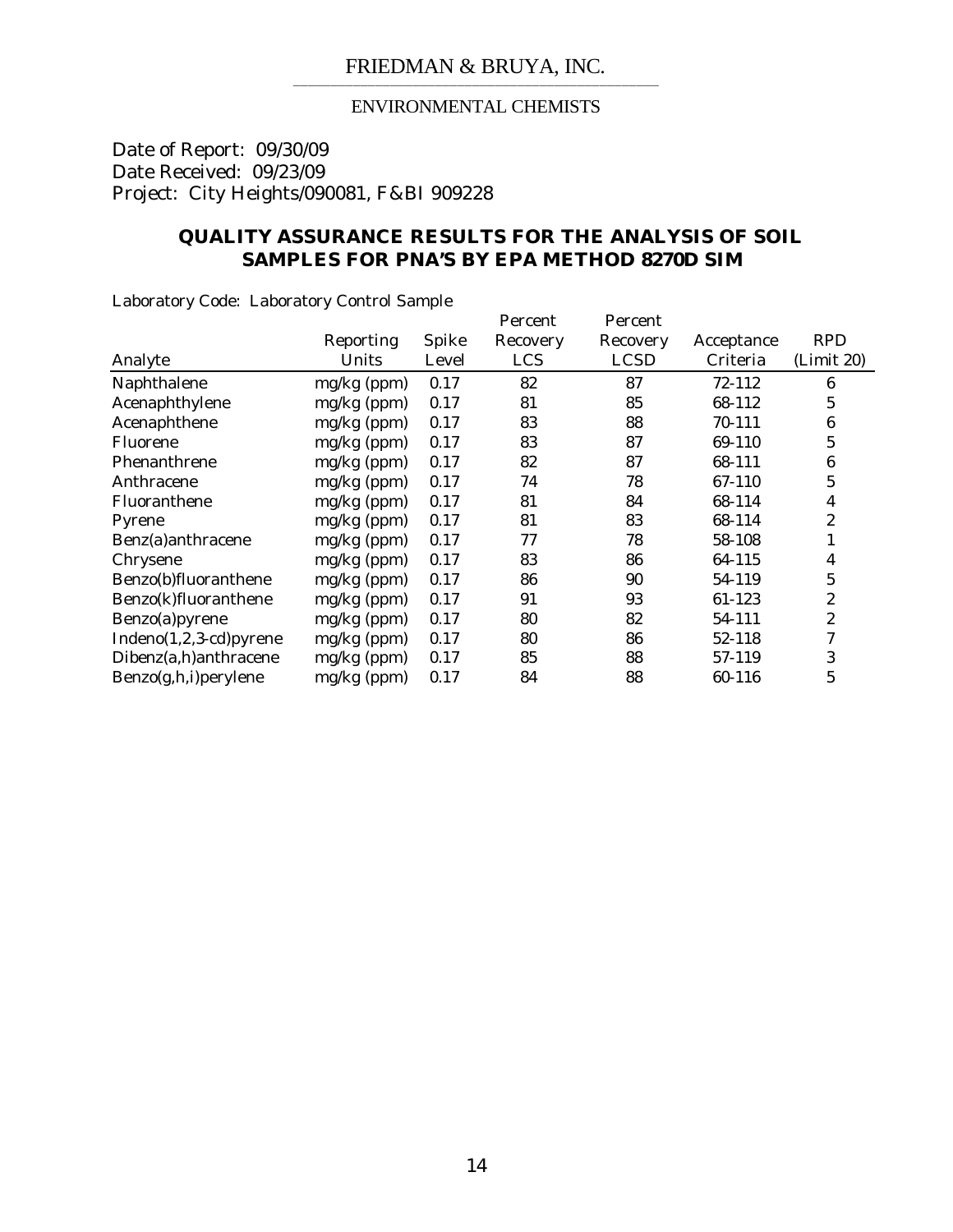FRIEDMAN & BRUYA, INC.

ENVIRONMENTAL CHEMISTS

Date of Report: 09/30/09
Date Received: 09/23/09
Project: City Heights/090081, F&BI 909228

## QUALITY ASSURANCE RESULTS FOR THE ANALYSIS OF SOIL SAMPLES FOR PNA'S BY EPA METHOD 8270D SIM

Laboratory Code: Laboratory Control Sample

| Analyte | Reporting Units | Spike Level | Percent Recovery LCS | Percent Recovery LCSD | Acceptance Criteria | RPD (Limit 20) |
|---|---|---|---|---|---|---|
| Naphthalene | mg/kg (ppm) | 0.17 | 82 | 87 | 72-112 | 6 |
| Acenaphthylene | mg/kg (ppm) | 0.17 | 81 | 85 | 68-112 | 5 |
| Acenaphthene | mg/kg (ppm) | 0.17 | 83 | 88 | 70-111 | 6 |
| Fluorene | mg/kg (ppm) | 0.17 | 83 | 87 | 69-110 | 5 |
| Phenanthrene | mg/kg (ppm) | 0.17 | 82 | 87 | 68-111 | 6 |
| Anthracene | mg/kg (ppm) | 0.17 | 74 | 78 | 67-110 | 5 |
| Fluoranthene | mg/kg (ppm) | 0.17 | 81 | 84 | 68-114 | 4 |
| Pyrene | mg/kg (ppm) | 0.17 | 81 | 83 | 68-114 | 2 |
| Benz(a)anthracene | mg/kg (ppm) | 0.17 | 77 | 78 | 58-108 | 1 |
| Chrysene | mg/kg (ppm) | 0.17 | 83 | 86 | 64-115 | 4 |
| Benzo(b)fluoranthene | mg/kg (ppm) | 0.17 | 86 | 90 | 54-119 | 5 |
| Benzo(k)fluoranthene | mg/kg (ppm) | 0.17 | 91 | 93 | 61-123 | 2 |
| Benzo(a)pyrene | mg/kg (ppm) | 0.17 | 80 | 82 | 54-111 | 2 |
| Indeno(1,2,3-cd)pyrene | mg/kg (ppm) | 0.17 | 80 | 86 | 52-118 | 7 |
| Dibenz(a,h)anthracene | mg/kg (ppm) | 0.17 | 85 | 88 | 57-119 | 3 |
| Benzo(g,h,i)perylene | mg/kg (ppm) | 0.17 | 84 | 88 | 60-116 | 5 |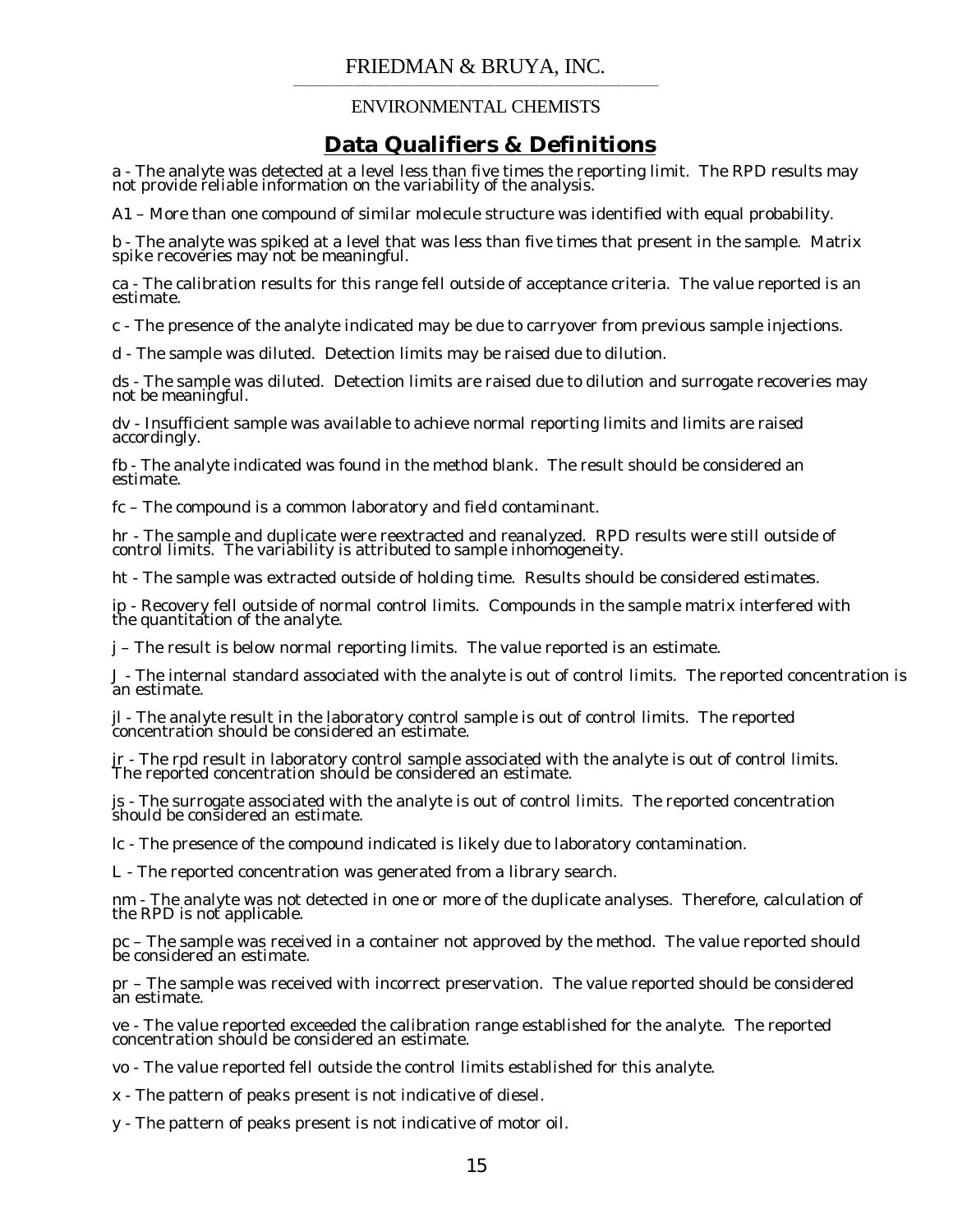FRIEDMAN & BRUYA, INC.

ENVIRONMENTAL CHEMISTS

## Data Qualifiers & Definitions

a - The analyte was detected at a level less than five times the reporting limit. The RPD results may not provide reliable information on the variability of the analysis.

A1 – More than one compound of similar molecule structure was identified with equal probability.

b - The analyte was spiked at a level that was less than five times that present in the sample. Matrix spike recoveries may not be meaningful.

ca - The calibration results for this range fell outside of acceptance criteria. The value reported is an estimate.

c - The presence of the analyte indicated may be due to carryover from previous sample injections.

d - The sample was diluted. Detection limits may be raised due to dilution.

ds - The sample was diluted. Detection limits are raised due to dilution and surrogate recoveries may not be meaningful.

dv - Insufficient sample was available to achieve normal reporting limits and limits are raised accordingly.

fb - The analyte indicated was found in the method blank. The result should be considered an estimate.

fc – The compound is a common laboratory and field contaminant.

hr - The sample and duplicate were reextracted and reanalyzed. RPD results were still outside of control limits. The variability is attributed to sample inhomogeneity.

ht - The sample was extracted outside of holding time. Results should be considered estimates.

ip - Recovery fell outside of normal control limits. Compounds in the sample matrix interfered with the quantitation of the analyte.

j – The result is below normal reporting limits. The value reported is an estimate.

J - The internal standard associated with the analyte is out of control limits. The reported concentration is an estimate.

jl - The analyte result in the laboratory control sample is out of control limits. The reported concentration should be considered an estimate.

jr - The rpd result in laboratory control sample associated with the analyte is out of control limits. The reported concentration should be considered an estimate.

js - The surrogate associated with the analyte is out of control limits. The reported concentration should be considered an estimate.

lc - The presence of the compound indicated is likely due to laboratory contamination.

L - The reported concentration was generated from a library search.

nm - The analyte was not detected in one or more of the duplicate analyses. Therefore, calculation of the RPD is not applicable.

pc – The sample was received in a container not approved by the method. The value reported should be considered an estimate.

pr – The sample was received with incorrect preservation. The value reported should be considered an estimate.

ve - The value reported exceeded the calibration range established for the analyte. The reported concentration should be considered an estimate.

vo - The value reported fell outside the control limits established for this analyte.

x - The pattern of peaks present is not indicative of diesel.

y - The pattern of peaks present is not indicative of motor oil.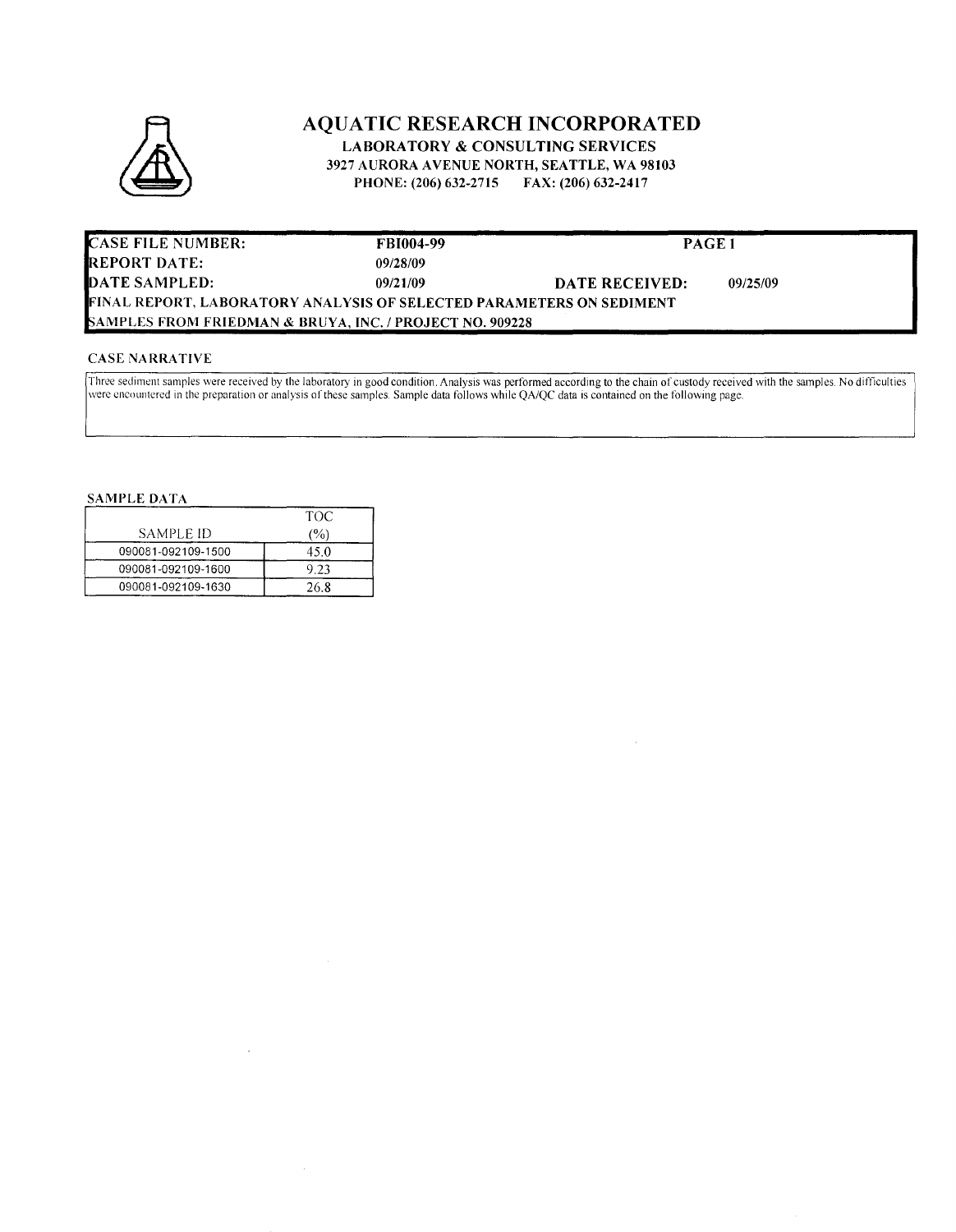# AQUATIC RESEARCH INCORPORATED

**LABORATORY & CONSULTING SERVICES**
**3927 AURORA AVENUE NORTH, SEATTLE, WA 98103**
**PHONE: (206) 632-2715 FAX: (206) 632-2417**

| | | | |
|---|---|---|---|
| **CASE FILE NUMBER:** | **FBI004-99** | **PAGE 1** | |
| **REPORT DATE:** | **09/28/09** | | |
| **DATE SAMPLED:** | **09/21/09** | **DATE RECEIVED:** | **09/25/09** |
| **FINAL REPORT, LABORATORY ANALYSIS OF SELECTED PARAMETERS ON SEDIMENT** | | | |
| **SAMPLES FROM FRIEDMAN & BRUYA, INC. / PROJECT NO. 909228** | | | |

## CASE NARRATIVE

Three sediment samples were received by the laboratory in good condition. Analysis was performed according to the chain of custody received with the samples. No difficulties were encountered in the preparation or analysis of these samples. Sample data follows while QA/QC data is contained on the following page.

## SAMPLE DATA

| SAMPLE ID | TOC (%) |
|---|---|
| 090081-092109-1500 | 45.0 |
| 090081-092109-1600 | 9.23 |
| 090081-092109-1630 | 26.8 |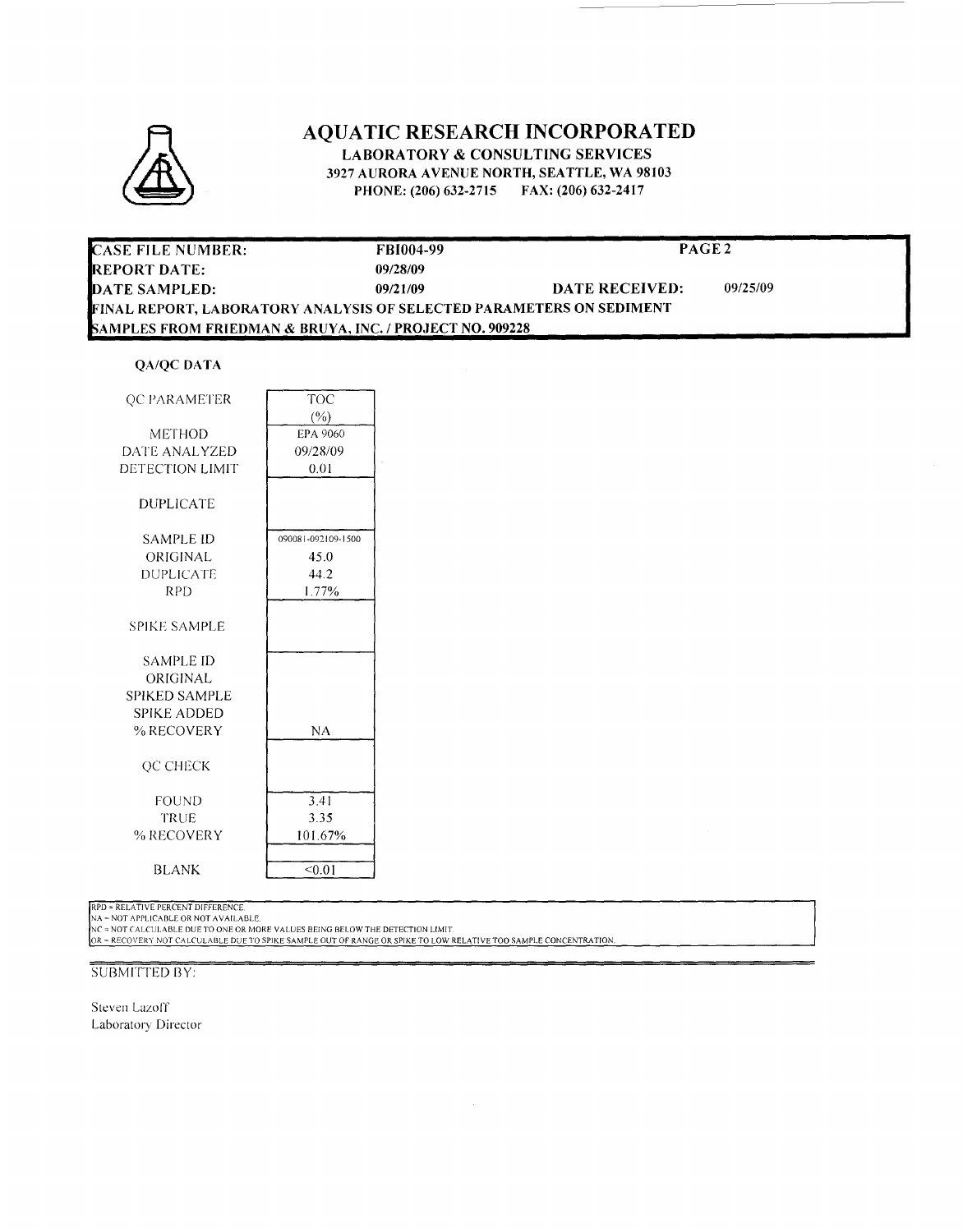# AQUATIC RESEARCH INCORPORATED

**LABORATORY & CONSULTING SERVICES**
**3927 AURORA AVENUE NORTH, SEATTLE, WA 98103**
**PHONE: (206) 632-2715 FAX: (206) 632-2417**

| | | | |
|---|---|---|---|
| **CASE FILE NUMBER:** | **FBI004-99** | | **PAGE 2** |
| **REPORT DATE:** | **09/28/09** | | |
| **DATE SAMPLED:** | **09/21/09** | **DATE RECEIVED:** | **09/25/09** |

**FINAL REPORT, LABORATORY ANALYSIS OF SELECTED PARAMETERS ON SEDIMENT SAMPLES FROM FRIEDMAN & BRUYA, INC. / PROJECT NO. 909228**

**QA/QC DATA**

| QC PARAMETER | TOC (%) |
|---|---|
| METHOD | EPA 9060 |
| DATE ANALYZED | 09/28/09 |
| DETECTION LIMIT | 0.01 |
| **DUPLICATE** | |
| SAMPLE ID | 090081-092109-1500 |
| ORIGINAL | 45.0 |
| DUPLICATE | 44.2 |
| RPD | 1.77% |
| **SPIKE SAMPLE** | |
| SAMPLE ID | |
| ORIGINAL | |
| SPIKED SAMPLE | |
| SPIKE ADDED | |
| % RECOVERY | NA |
| **QC CHECK** | |
| FOUND | 3.41 |
| TRUE | 3.35 |
| % RECOVERY | 101.67% |
| BLANK | <0.01 |

RPD = RELATIVE PERCENT DIFFERENCE.
NA = NOT APPLICABLE OR NOT AVAILABLE.
NC = NOT CALCULABLE DUE TO ONE OR MORE VALUES BEING BELOW THE DETECTION LIMIT.
OR = RECOVERY NOT CALCULABLE DUE TO SPIKE SAMPLE OUT OF RANGE OR SPIKE TO LOW RELATIVE TOO SAMPLE CONCENTRATION.

SUBMITTED BY:

Steven Lazoff
Laboratory Director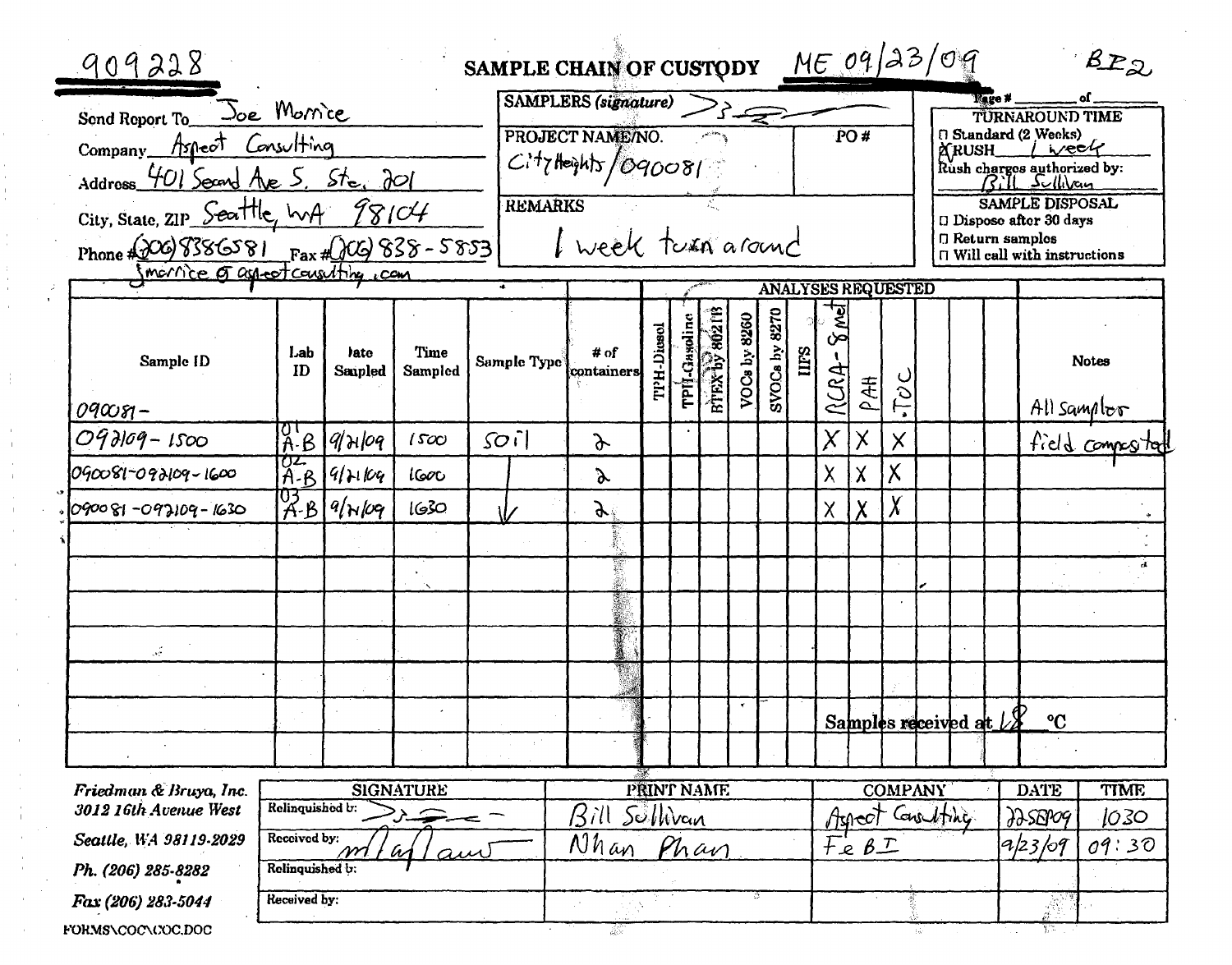909228

# SAMPLE CHAIN OF CUSTODY

ME 09/23/09

BE2

Send Report To: Joe Morrice

Company: Aspect Consulting

Address: 401 Second Ave S. Ste. 201

City, State, ZIP: Seattle, WA 98104

Phone #: (206) 8386581 Fax #: (206) 838-5853

jmorrice@aspectconsulting.com

SAMPLERS (signature):

PROJECT NAME/NO.: City Heights / 090081

PO #:

REMARKS: 1 week turn around

Page # ____ of ____

**TURNAROUND TIME**

- ☐ Standard (2 Weeks)
- ☒ RUSH: 1 week

Rush charges authorized by: Bill Sullivan

**SAMPLE DISPOSAL**

- ☐ Dispose after 30 days
- ☐ Return samples
- ☐ Will call with instructions

| Sample ID | Lab ID | Date Sampled | Time Sampled | Sample Type | # of containers | TPH-Diesel | TPH-Gasoline | BTEX by 8021B | VOCs by 8260 | SVOCs by 8270 | HFS | RCRA-8 Met | PAH | TOC | | | | Notes |
|---|---|---|---|---|---|---|---|---|---|---|---|---|---|---|---|---|---|---|
| 090081- | | | | | | | | | | | | | | | | | | All samples |
| 092109-1500 | 01 A-B | 9/21/09 | 1500 | soil | 2 | | | | | | | X | X | X | | | | field composited |
| 090081-092109-1600 | 02 A-B | 9/21/09 | 1600 | ↓ | 2 | | | | | | | X | X | X | | | | |
| 090081-092109-1630 | 03 A-B | 9/21/09 | 1630 | ↓ | 2 | | | | | | | X | X | X | | | | |

Samples received at 18 °C

Friedman & Bruya, Inc.
3012 16th Avenue West
Seattle, WA 98119-2029
Ph. (206) 285-8282
Fax (206) 283-5044

| | SIGNATURE | PRINT NAME | COMPANY | DATE | TIME |
|---|---|---|---|---|---|
| Relinquished by: | | Bill Sullivan | Aspect Consulting | 22SEP09 | 1030 |
| Received by: | | Nhan Phan | FeBI | 9/23/09 | 09:30 |
| Relinquished by: | | | | | |
| Received by: | | | | | |

FORMS\COC\COC.DOC